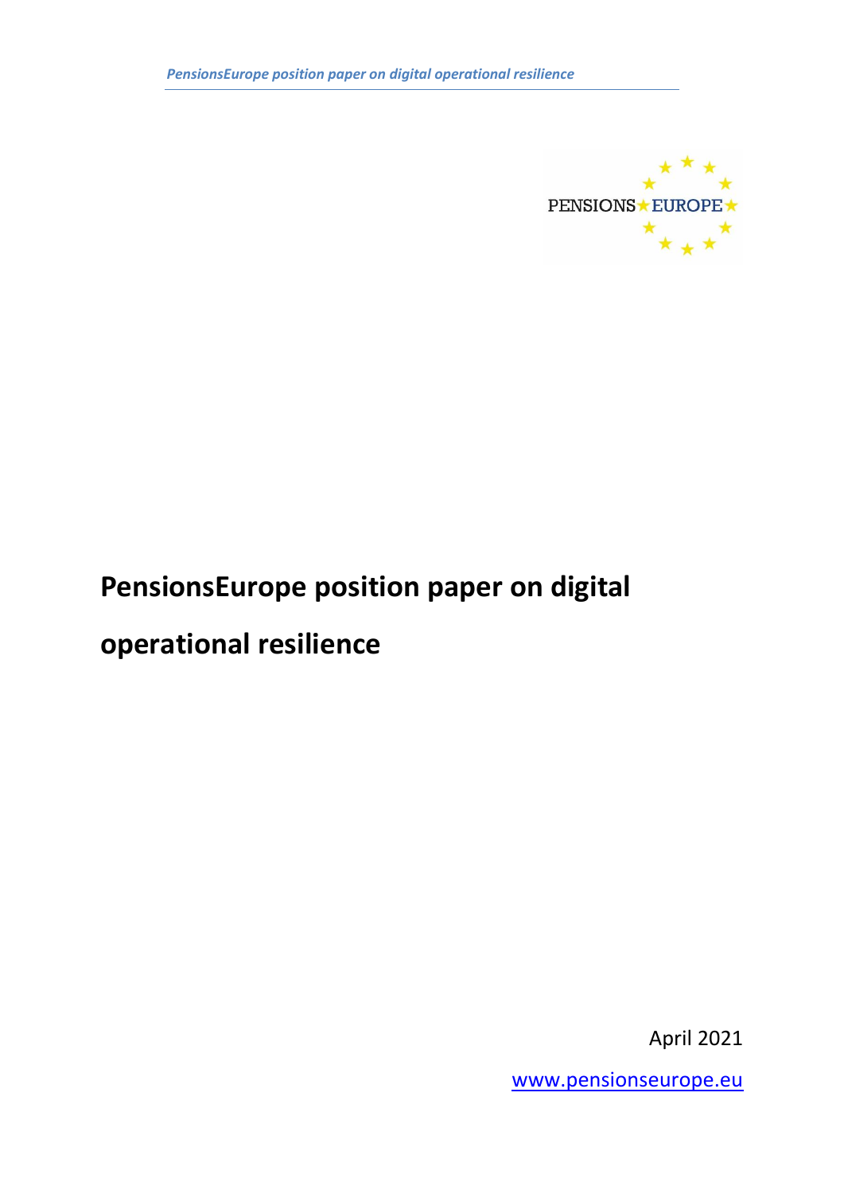# PensionsEurope position paper on digital operational resilience

April 2021

[www.pensionseurope.eu](http://www.pensionseurope.eu)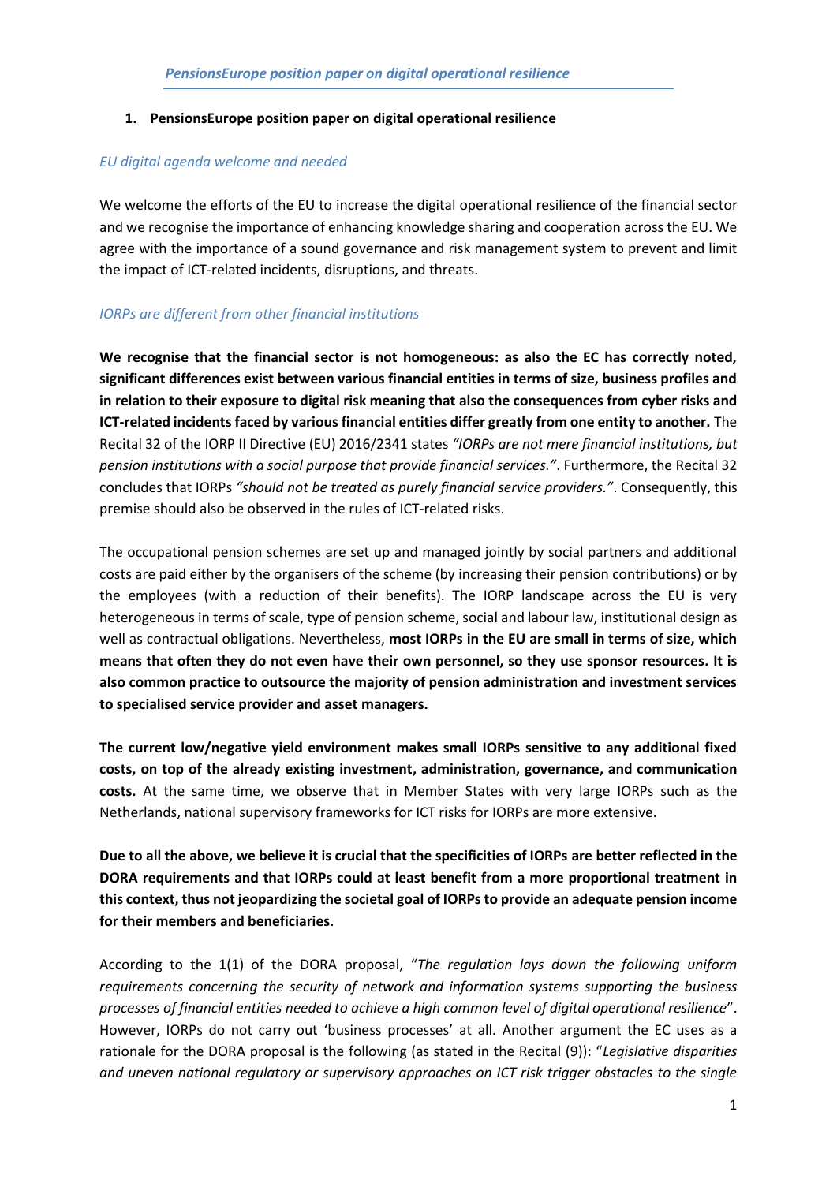## 1. PensionsEurope position paper on digital operational resilience

*EU digital agenda welcome and needed*

We welcome the efforts of the EU to increase the digital operational resilience of the financial sector and we recognise the importance of enhancing knowledge sharing and cooperation across the EU. We agree with the importance of a sound governance and risk management system to prevent and limit the impact of ICT-related incidents, disruptions, and threats.

*IORPs are different from other financial institutions*

**We recognise that the financial sector is not homogeneous: as also the EC has correctly noted, significant differences exist between various financial entities in terms of size, business profiles and in relation to their exposure to digital risk meaning that also the consequences from cyber risks and ICT-related incidents faced by various financial entities differ greatly from one entity to another.** The Recital 32 of the IORP II Directive (EU) 2016/2341 states *"IORPs are not mere financial institutions, but pension institutions with a social purpose that provide financial services."*. Furthermore, the Recital 32 concludes that IORPs *"should not be treated as purely financial service providers."*. Consequently, this premise should also be observed in the rules of ICT-related risks.

The occupational pension schemes are set up and managed jointly by social partners and additional costs are paid either by the organisers of the scheme (by increasing their pension contributions) or by the employees (with a reduction of their benefits). The IORP landscape across the EU is very heterogeneous in terms of scale, type of pension scheme, social and labour law, institutional design as well as contractual obligations. Nevertheless, **most IORPs in the EU are small in terms of size, which means that often they do not even have their own personnel, so they use sponsor resources. It is also common practice to outsource the majority of pension administration and investment services to specialised service provider and asset managers.**

**The current low/negative yield environment makes small IORPs sensitive to any additional fixed costs, on top of the already existing investment, administration, governance, and communication costs.** At the same time, we observe that in Member States with very large IORPs such as the Netherlands, national supervisory frameworks for ICT risks for IORPs are more extensive.

**Due to all the above, we believe it is crucial that the specificities of IORPs are better reflected in the DORA requirements and that IORPs could at least benefit from a more proportional treatment in this context, thus not jeopardizing the societal goal of IORPs to provide an adequate pension income for their members and beneficiaries.**

According to the 1(1) of the DORA proposal, "*The regulation lays down the following uniform requirements concerning the security of network and information systems supporting the business processes of financial entities needed to achieve a high common level of digital operational resilience*". However, IORPs do not carry out 'business processes' at all. Another argument the EC uses as a rationale for the DORA proposal is the following (as stated in the Recital (9)): "*Legislative disparities and uneven national regulatory or supervisory approaches on ICT risk trigger obstacles to the single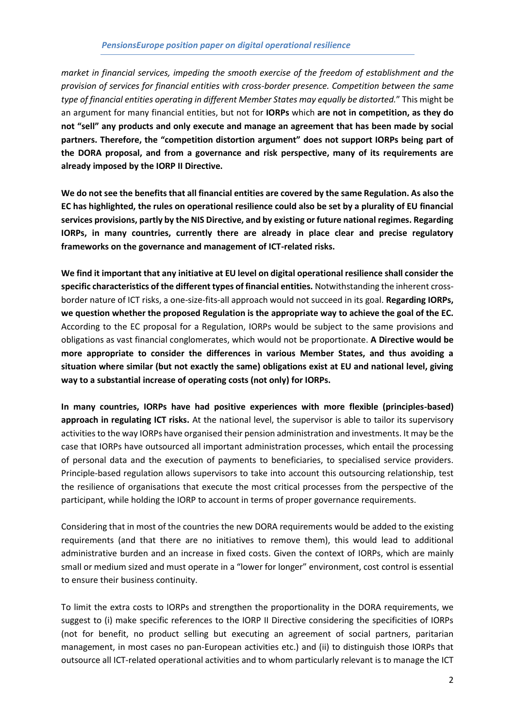*market in financial services, impeding the smooth exercise of the freedom of establishment and the provision of services for financial entities with cross-border presence. Competition between the same type of financial entities operating in different Member States may equally be distorted.*" This might be an argument for many financial entities, but not for **IORPs** which **are not in competition, as they do not "sell" any products and only execute and manage an agreement that has been made by social partners. Therefore, the "competition distortion argument" does not support IORPs being part of the DORA proposal, and from a governance and risk perspective, many of its requirements are already imposed by the IORP II Directive.**

**We do not see the benefits that all financial entities are covered by the same Regulation. As also the EC has highlighted, the rules on operational resilience could also be set by a plurality of EU financial services provisions, partly by the NIS Directive, and by existing or future national regimes. Regarding IORPs, in many countries, currently there are already in place clear and precise regulatory frameworks on the governance and management of ICT-related risks.**

**We find it important that any initiative at EU level on digital operational resilience shall consider the specific characteristics of the different types of financial entities.** Notwithstanding the inherent cross-border nature of ICT risks, a one-size-fits-all approach would not succeed in its goal. **Regarding IORPs, we question whether the proposed Regulation is the appropriate way to achieve the goal of the EC.** According to the EC proposal for a Regulation, IORPs would be subject to the same provisions and obligations as vast financial conglomerates, which would not be proportionate. **A Directive would be more appropriate to consider the differences in various Member States, and thus avoiding a situation where similar (but not exactly the same) obligations exist at EU and national level, giving way to a substantial increase of operating costs (not only) for IORPs.**

**In many countries, IORPs have had positive experiences with more flexible (principles-based) approach in regulating ICT risks.** At the national level, the supervisor is able to tailor its supervisory activities to the way IORPs have organised their pension administration and investments. It may be the case that IORPs have outsourced all important administration processes, which entail the processing of personal data and the execution of payments to beneficiaries, to specialised service providers. Principle-based regulation allows supervisors to take into account this outsourcing relationship, test the resilience of organisations that execute the most critical processes from the perspective of the participant, while holding the IORP to account in terms of proper governance requirements.

Considering that in most of the countries the new DORA requirements would be added to the existing requirements (and that there are no initiatives to remove them), this would lead to additional administrative burden and an increase in fixed costs. Given the context of IORPs, which are mainly small or medium sized and must operate in a "lower for longer" environment, cost control is essential to ensure their business continuity.

To limit the extra costs to IORPs and strengthen the proportionality in the DORA requirements, we suggest to (i) make specific references to the IORP II Directive considering the specificities of IORPs (not for benefit, no product selling but executing an agreement of social partners, paritarian management, in most cases no pan-European activities etc.) and (ii) to distinguish those IORPs that outsource all ICT-related operational activities and to whom particularly relevant is to manage the ICT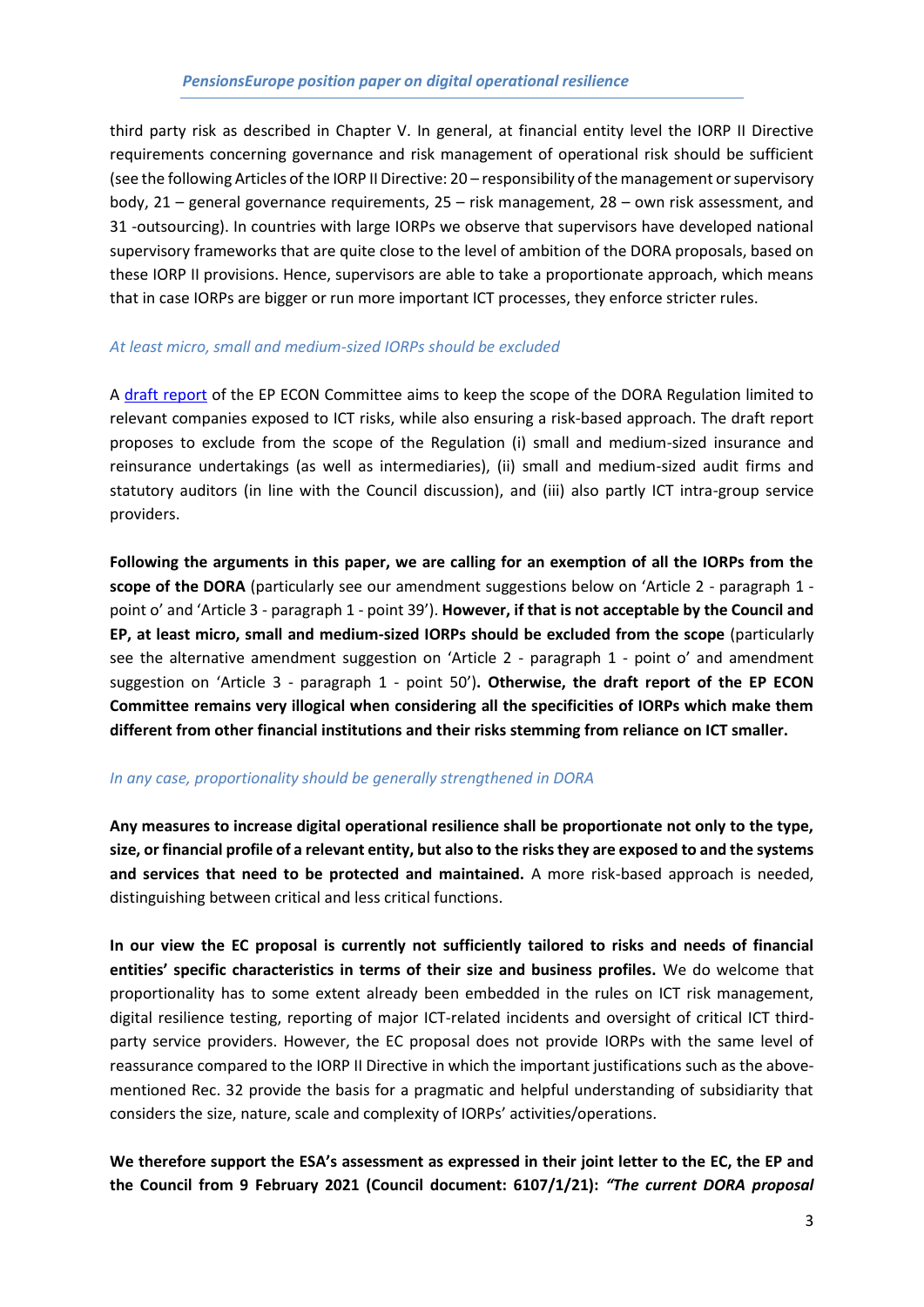third party risk as described in Chapter V. In general, at financial entity level the IORP II Directive requirements concerning governance and risk management of operational risk should be sufficient (see the following Articles of the IORP II Directive: 20 – responsibility of the management or supervisory body, 21 – general governance requirements, 25 – risk management, 28 – own risk assessment, and 31 -outsourcing). In countries with large IORPs we observe that supervisors have developed national supervisory frameworks that are quite close to the level of ambition of the DORA proposals, based on these IORP II provisions. Hence, supervisors are able to take a proportionate approach, which means that in case IORPs are bigger or run more important ICT processes, they enforce stricter rules.

*At least micro, small and medium-sized IORPs should be excluded*

A [draft report] of the EP ECON Committee aims to keep the scope of the DORA Regulation limited to relevant companies exposed to ICT risks, while also ensuring a risk-based approach. The draft report proposes to exclude from the scope of the Regulation (i) small and medium-sized insurance and reinsurance undertakings (as well as intermediaries), (ii) small and medium-sized audit firms and statutory auditors (in line with the Council discussion), and (iii) also partly ICT intra-group service providers.

**Following the arguments in this paper, we are calling for an exemption of all the IORPs from the scope of the DORA** (particularly see our amendment suggestions below on 'Article 2 - paragraph 1 - point o' and 'Article 3 - paragraph 1 - point 39'). **However, if that is not acceptable by the Council and EP, at least micro, small and medium-sized IORPs should be excluded from the scope** (particularly see the alternative amendment suggestion on 'Article 2 - paragraph 1 - point o' and amendment suggestion on 'Article 3 - paragraph 1 - point 50')**. Otherwise, the draft report of the EP ECON Committee remains very illogical when considering all the specificities of IORPs which make them different from other financial institutions and their risks stemming from reliance on ICT smaller.**

*In any case, proportionality should be generally strengthened in DORA*

**Any measures to increase digital operational resilience shall be proportionate not only to the type, size, or financial profile of a relevant entity, but also to the risks they are exposed to and the systems and services that need to be protected and maintained.** A more risk-based approach is needed, distinguishing between critical and less critical functions.

**In our view the EC proposal is currently not sufficiently tailored to risks and needs of financial entities' specific characteristics in terms of their size and business profiles.** We do welcome that proportionality has to some extent already been embedded in the rules on ICT risk management, digital resilience testing, reporting of major ICT-related incidents and oversight of critical ICT third-party service providers. However, the EC proposal does not provide IORPs with the same level of reassurance compared to the IORP II Directive in which the important justifications such as the above-mentioned Rec. 32 provide the basis for a pragmatic and helpful understanding of subsidiarity that considers the size, nature, scale and complexity of IORPs' activities/operations.

**We therefore support the ESA's assessment as expressed in their joint letter to the EC, the EP and the Council from 9 February 2021 (Council document: 6107/1/21):** ***"The current DORA proposal***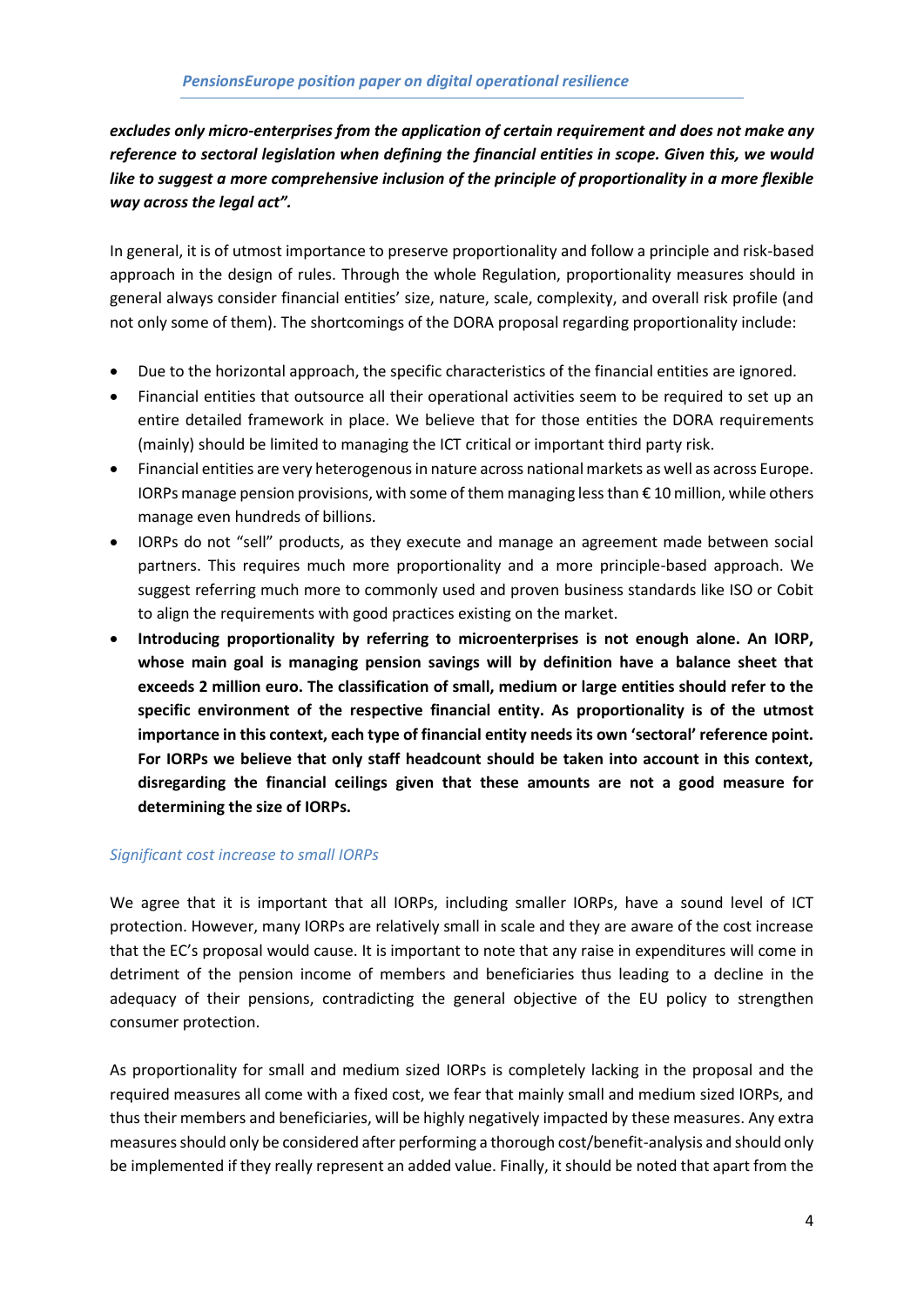***excludes only micro-enterprises from the application of certain requirement and does not make any reference to sectoral legislation when defining the financial entities in scope. Given this, we would like to suggest a more comprehensive inclusion of the principle of proportionality in a more flexible way across the legal act".***

In general, it is of utmost importance to preserve proportionality and follow a principle and risk-based approach in the design of rules. Through the whole Regulation, proportionality measures should in general always consider financial entities' size, nature, scale, complexity, and overall risk profile (and not only some of them). The shortcomings of the DORA proposal regarding proportionality include:

- Due to the horizontal approach, the specific characteristics of the financial entities are ignored.
- Financial entities that outsource all their operational activities seem to be required to set up an entire detailed framework in place. We believe that for those entities the DORA requirements (mainly) should be limited to managing the ICT critical or important third party risk.
- Financial entities are very heterogenous in nature across national markets as well as across Europe. IORPs manage pension provisions, with some of them managing less than € 10 million, while others manage even hundreds of billions.
- IORPs do not "sell" products, as they execute and manage an agreement made between social partners. This requires much more proportionality and a more principle-based approach. We suggest referring much more to commonly used and proven business standards like ISO or Cobit to align the requirements with good practices existing on the market.
- **Introducing proportionality by referring to microenterprises is not enough alone. An IORP, whose main goal is managing pension savings will by definition have a balance sheet that exceeds 2 million euro. The classification of small, medium or large entities should refer to the specific environment of the respective financial entity. As proportionality is of the utmost importance in this context, each type of financial entity needs its own 'sectoral' reference point. For IORPs we believe that only staff headcount should be taken into account in this context, disregarding the financial ceilings given that these amounts are not a good measure for determining the size of IORPs.**

*Significant cost increase to small IORPs*

We agree that it is important that all IORPs, including smaller IORPs, have a sound level of ICT protection. However, many IORPs are relatively small in scale and they are aware of the cost increase that the EC's proposal would cause. It is important to note that any raise in expenditures will come in detriment of the pension income of members and beneficiaries thus leading to a decline in the adequacy of their pensions, contradicting the general objective of the EU policy to strengthen consumer protection.

As proportionality for small and medium sized IORPs is completely lacking in the proposal and the required measures all come with a fixed cost, we fear that mainly small and medium sized IORPs, and thus their members and beneficiaries, will be highly negatively impacted by these measures. Any extra measures should only be considered after performing a thorough cost/benefit-analysis and should only be implemented if they really represent an added value. Finally, it should be noted that apart from the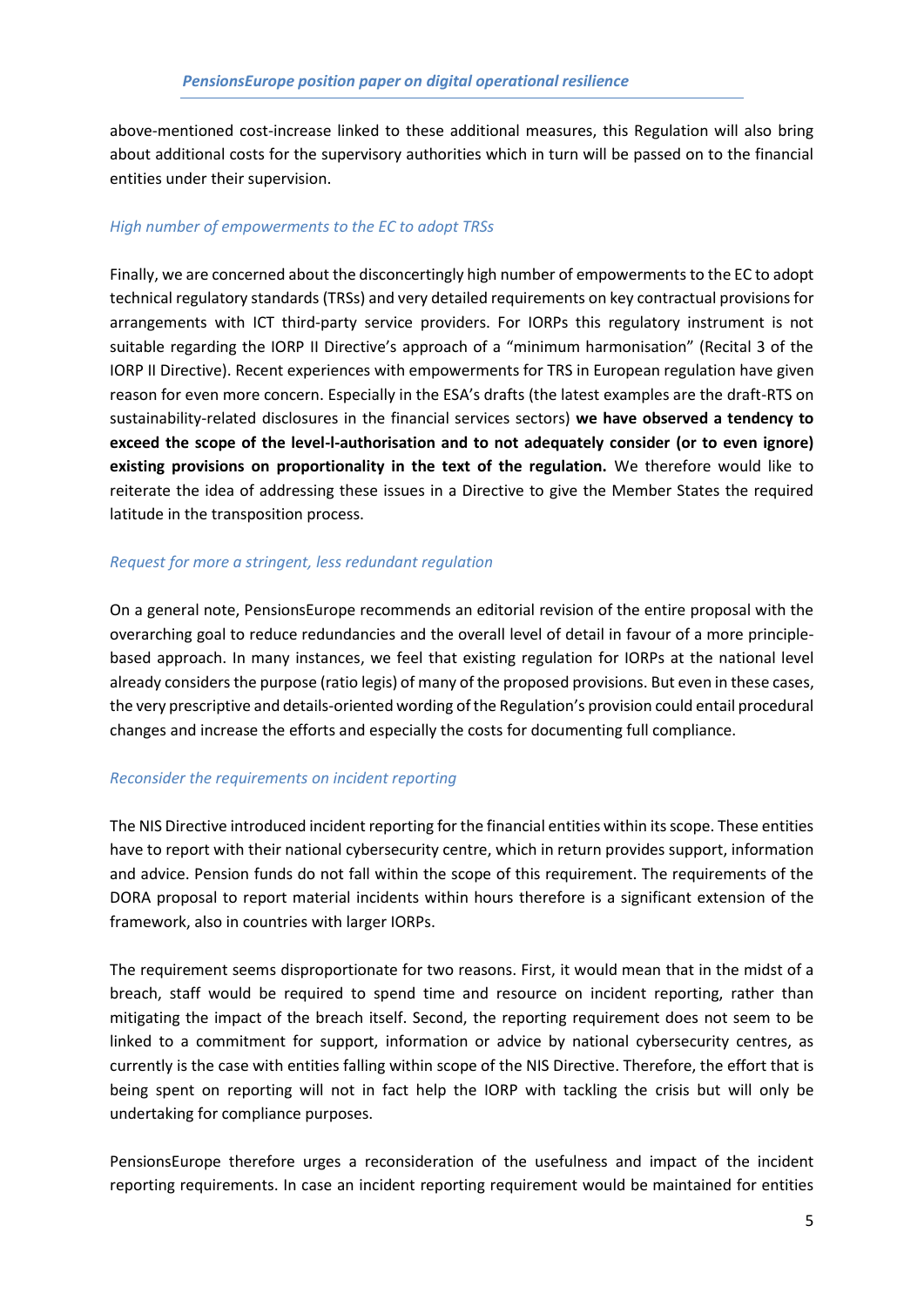above-mentioned cost-increase linked to these additional measures, this Regulation will also bring about additional costs for the supervisory authorities which in turn will be passed on to the financial entities under their supervision.

*High number of empowerments to the EC to adopt TRSs*

Finally, we are concerned about the disconcertingly high number of empowerments to the EC to adopt technical regulatory standards (TRSs) and very detailed requirements on key contractual provisions for arrangements with ICT third-party service providers. For IORPs this regulatory instrument is not suitable regarding the IORP II Directive's approach of a "minimum harmonisation" (Recital 3 of the IORP II Directive). Recent experiences with empowerments for TRS in European regulation have given reason for even more concern. Especially in the ESA's drafts (the latest examples are the draft-RTS on sustainability-related disclosures in the financial services sectors) **we have observed a tendency to exceed the scope of the level-I-authorisation and to not adequately consider (or to even ignore) existing provisions on proportionality in the text of the regulation.** We therefore would like to reiterate the idea of addressing these issues in a Directive to give the Member States the required latitude in the transposition process.

*Request for more a stringent, less redundant regulation*

On a general note, PensionsEurope recommends an editorial revision of the entire proposal with the overarching goal to reduce redundancies and the overall level of detail in favour of a more principle-based approach. In many instances, we feel that existing regulation for IORPs at the national level already considers the purpose (ratio legis) of many of the proposed provisions. But even in these cases, the very prescriptive and details-oriented wording of the Regulation's provision could entail procedural changes and increase the efforts and especially the costs for documenting full compliance.

*Reconsider the requirements on incident reporting*

The NIS Directive introduced incident reporting for the financial entities within its scope. These entities have to report with their national cybersecurity centre, which in return provides support, information and advice. Pension funds do not fall within the scope of this requirement. The requirements of the DORA proposal to report material incidents within hours therefore is a significant extension of the framework, also in countries with larger IORPs.

The requirement seems disproportionate for two reasons. First, it would mean that in the midst of a breach, staff would be required to spend time and resource on incident reporting, rather than mitigating the impact of the breach itself. Second, the reporting requirement does not seem to be linked to a commitment for support, information or advice by national cybersecurity centres, as currently is the case with entities falling within scope of the NIS Directive. Therefore, the effort that is being spent on reporting will not in fact help the IORP with tackling the crisis but will only be undertaking for compliance purposes.

PensionsEurope therefore urges a reconsideration of the usefulness and impact of the incident reporting requirements. In case an incident reporting requirement would be maintained for entities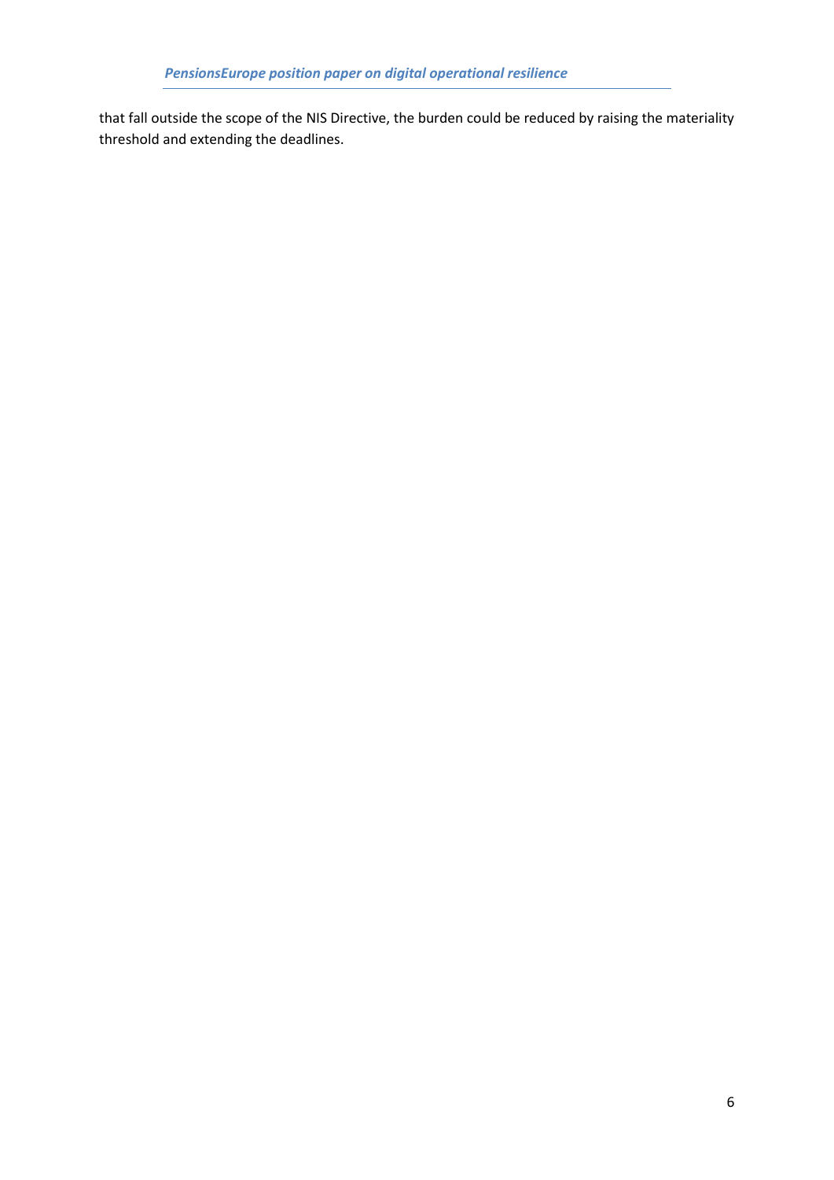that fall outside the scope of the NIS Directive, the burden could be reduced by raising the materiality threshold and extending the deadlines.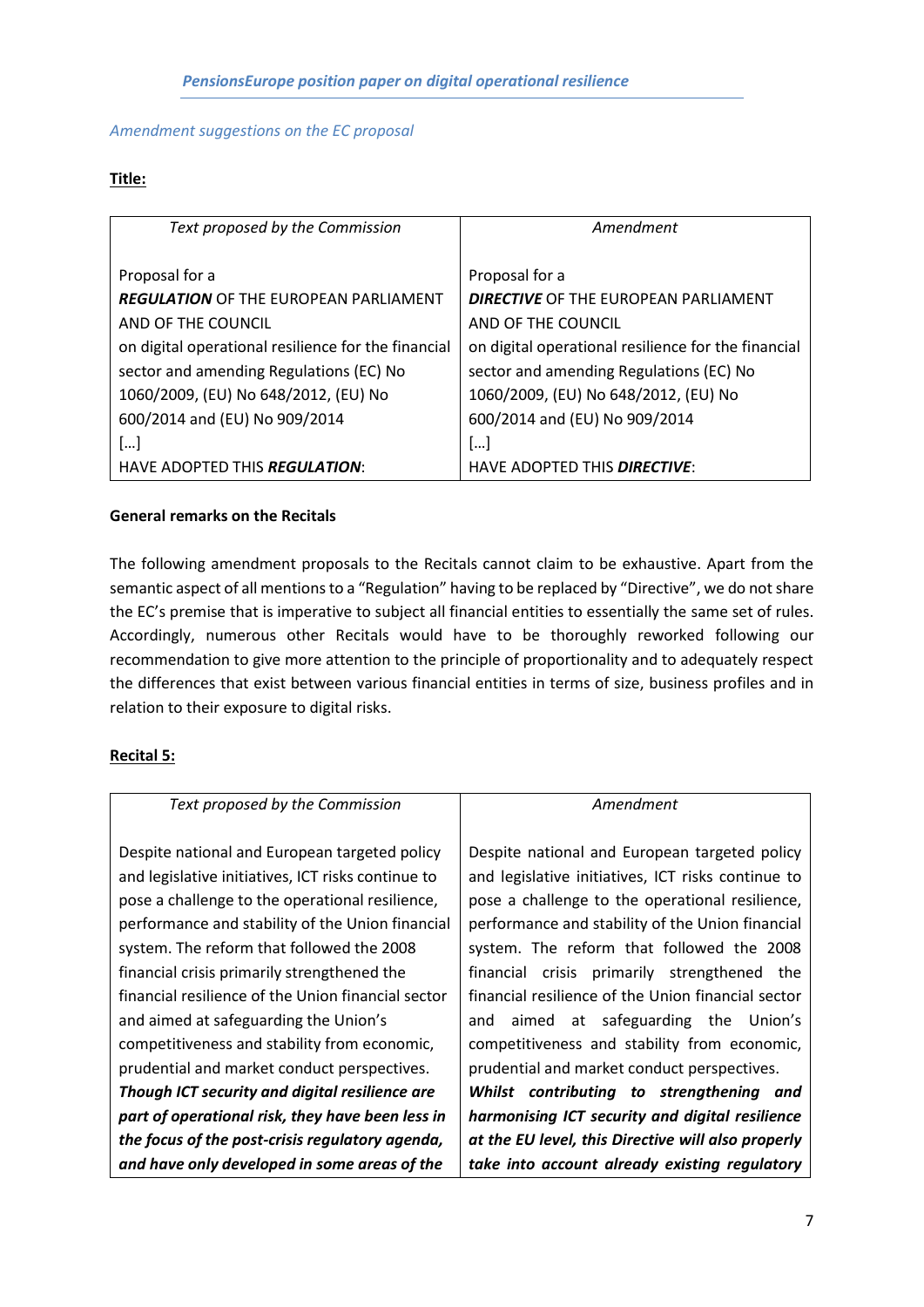*PensionsEurope position paper on digital operational resilience*

*Amendment suggestions on the EC proposal*

**Title:**

| *Text proposed by the Commission* | *Amendment* |
|---|---|
| Proposal for a ***REGULATION*** OF THE EUROPEAN PARLIAMENT AND OF THE COUNCIL on digital operational resilience for the financial sector and amending Regulations (EC) No 1060/2009, (EU) No 648/2012, (EU) No 600/2014 and (EU) No 909/2014 […] HAVE ADOPTED THIS ***REGULATION***: | Proposal for a ***DIRECTIVE*** OF THE EUROPEAN PARLIAMENT AND OF THE COUNCIL on digital operational resilience for the financial sector and amending Regulations (EC) No 1060/2009, (EU) No 648/2012, (EU) No 600/2014 and (EU) No 909/2014 […] HAVE ADOPTED THIS ***DIRECTIVE***: |

**General remarks on the Recitals**

The following amendment proposals to the Recitals cannot claim to be exhaustive. Apart from the semantic aspect of all mentions to a "Regulation" having to be replaced by "Directive", we do not share the EC's premise that is imperative to subject all financial entities to essentially the same set of rules. Accordingly, numerous other Recitals would have to be thoroughly reworked following our recommendation to give more attention to the principle of proportionality and to adequately respect the differences that exist between various financial entities in terms of size, business profiles and in relation to their exposure to digital risks.

**Recital 5:**

| *Text proposed by the Commission* | *Amendment* |
|---|---|
| Despite national and European targeted policy and legislative initiatives, ICT risks continue to pose a challenge to the operational resilience, performance and stability of the Union financial system. The reform that followed the 2008 financial crisis primarily strengthened the financial resilience of the Union financial sector and aimed at safeguarding the Union's competitiveness and stability from economic, prudential and market conduct perspectives. ***Though ICT security and digital resilience are part of operational risk, they have been less in the focus of the post-crisis regulatory agenda, and have only developed in some areas of the*** | Despite national and European targeted policy and legislative initiatives, ICT risks continue to pose a challenge to the operational resilience, performance and stability of the Union financial system. The reform that followed the 2008 financial crisis primarily strengthened the financial resilience of the Union financial sector and aimed at safeguarding the Union's competitiveness and stability from economic, prudential and market conduct perspectives. ***Whilst contributing to strengthening and harmonising ICT security and digital resilience at the EU level, this Directive will also properly take into account already existing regulatory*** |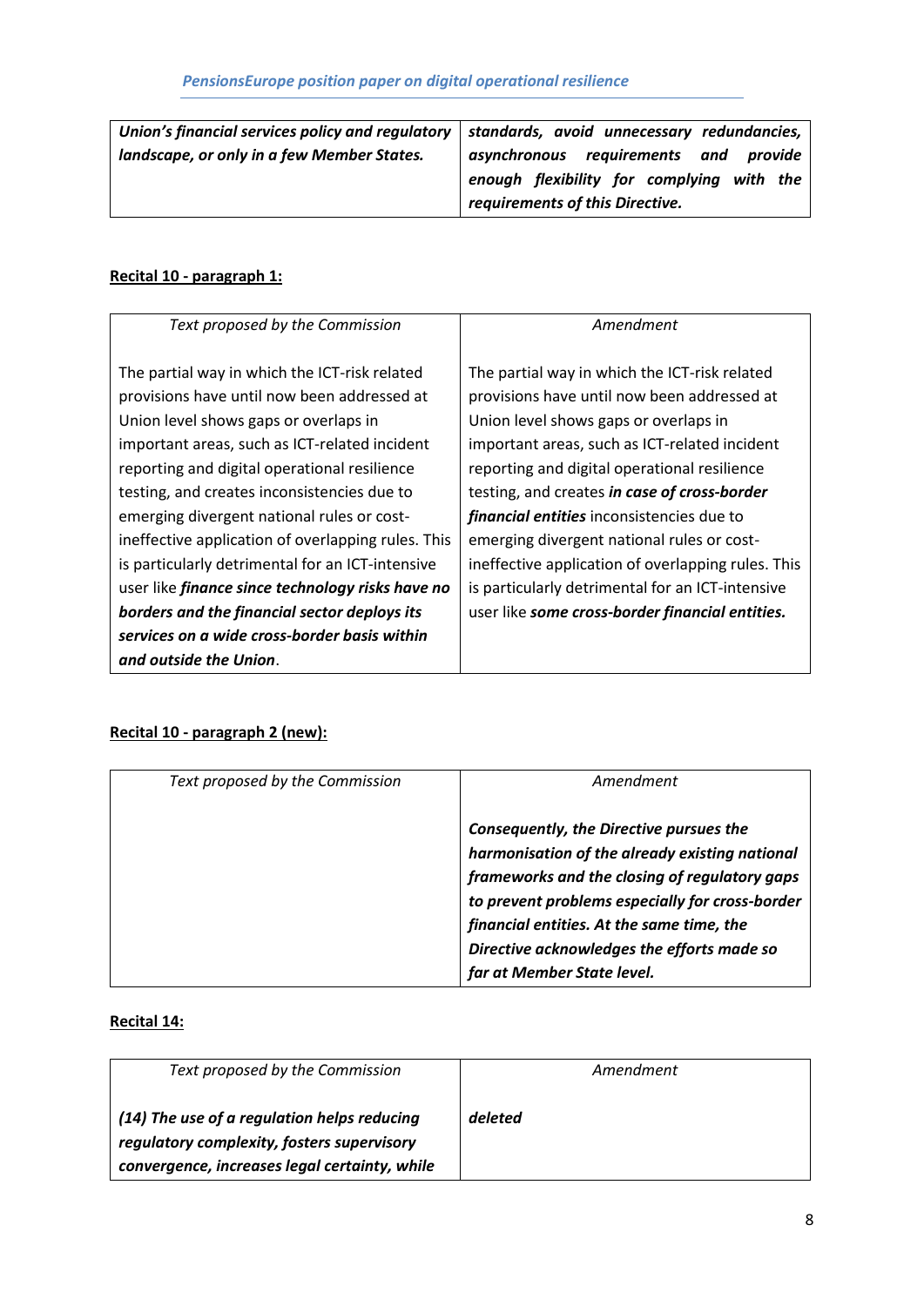| | |
|---|---|
| ***Union's financial services policy and regulatory landscape, or only in a few Member States.*** | ***standards, avoid unnecessary redundancies, asynchronous requirements and provide enough flexibility for complying with the requirements of this Directive.*** |

**Recital 10 - paragraph 1:**

| *Text proposed by the Commission* | *Amendment* |
|---|---|
| The partial way in which the ICT-risk related provisions have until now been addressed at Union level shows gaps or overlaps in important areas, such as ICT-related incident reporting and digital operational resilience testing, and creates inconsistencies due to emerging divergent national rules or cost-ineffective application of overlapping rules. This is particularly detrimental for an ICT-intensive user like ***finance since technology risks have no borders and the financial sector deploys its services on a wide cross-border basis within and outside the Union***. | The partial way in which the ICT-risk related provisions have until now been addressed at Union level shows gaps or overlaps in important areas, such as ICT-related incident reporting and digital operational resilience testing, and creates ***in case of cross-border financial entities*** inconsistencies due to emerging divergent national rules or cost-ineffective application of overlapping rules. This is particularly detrimental for an ICT-intensive user like ***some cross-border financial entities.*** |

**Recital 10 - paragraph 2 (new):**

| *Text proposed by the Commission* | *Amendment* |
|---|---|
| | ***Consequently, the Directive pursues the harmonisation of the already existing national frameworks and the closing of regulatory gaps to prevent problems especially for cross-border financial entities. At the same time, the Directive acknowledges the efforts made so far at Member State level.*** |

**Recital 14:**

| *Text proposed by the Commission* | *Amendment* |
|---|---|
| ***(14) The use of a regulation helps reducing regulatory complexity, fosters supervisory convergence, increases legal certainty, while*** | ***deleted*** |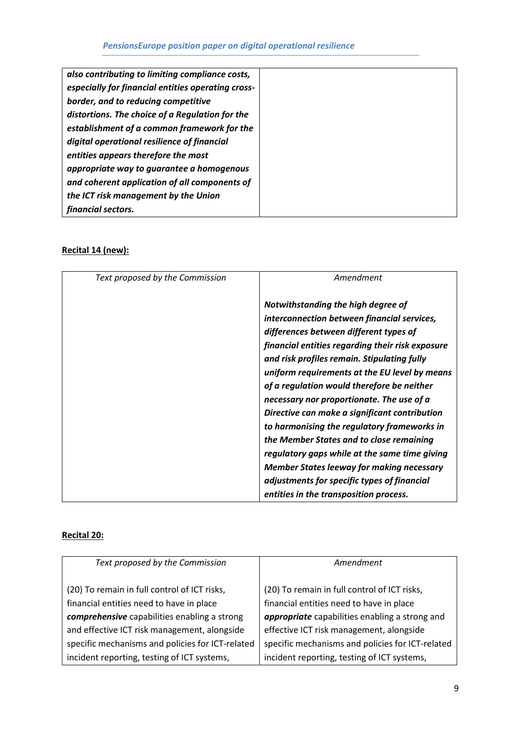| | |
|---|---|
| ***also contributing to limiting compliance costs, especially for financial entities operating cross-border, and to reducing competitive distortions. The choice of a Regulation for the establishment of a common framework for the digital operational resilience of financial entities appears therefore the most appropriate way to guarantee a homogenous and coherent application of all components of the ICT risk management by the Union financial sectors.*** | |

**Recital 14 (new):**

| *Text proposed by the Commission* | *Amendment* |
|---|---|
| | ***Notwithstanding the high degree of interconnection between financial services, differences between different types of financial entities regarding their risk exposure and risk profiles remain. Stipulating fully uniform requirements at the EU level by means of a regulation would therefore be neither necessary nor proportionate. The use of a Directive can make a significant contribution to harmonising the regulatory frameworks in the Member States and to close remaining regulatory gaps while at the same time giving Member States leeway for making necessary adjustments for specific types of financial entities in the transposition process.*** |

**Recital 20:**

| *Text proposed by the Commission* | *Amendment* |
|---|---|
| (20) To remain in full control of ICT risks, financial entities need to have in place ***comprehensive*** capabilities enabling a strong and effective ICT risk management, alongside specific mechanisms and policies for ICT-related incident reporting, testing of ICT systems, | (20) To remain in full control of ICT risks, financial entities need to have in place ***appropriate*** capabilities enabling a strong and effective ICT risk management, alongside specific mechanisms and policies for ICT-related incident reporting, testing of ICT systems, |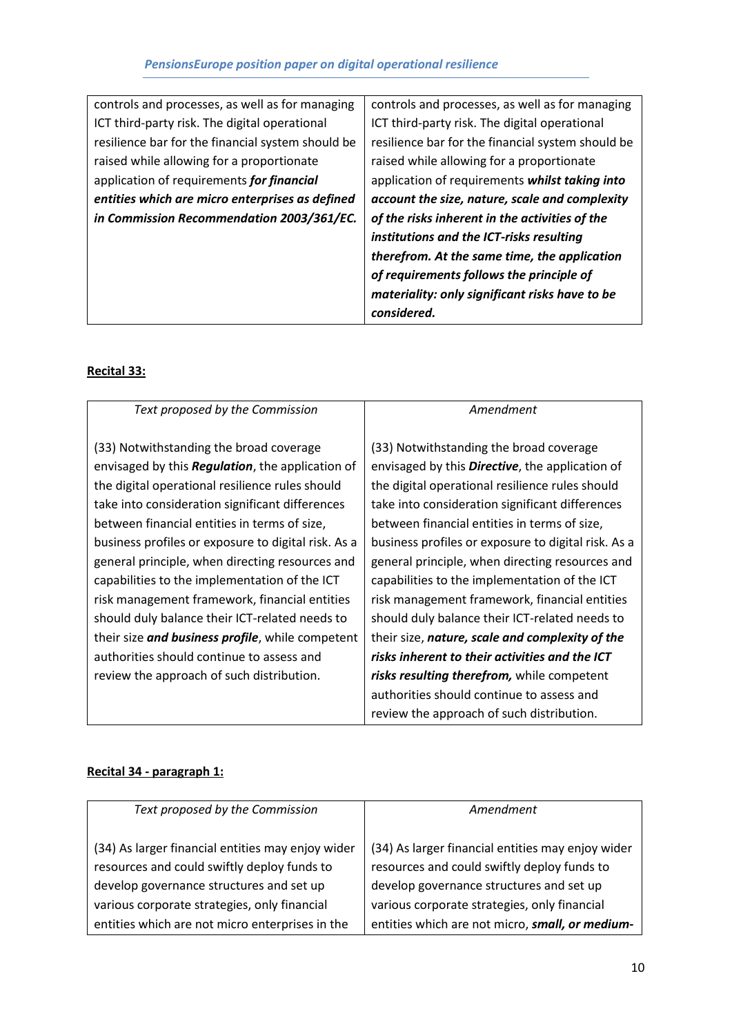| | |
|---|---|
| controls and processes, as well as for managing ICT third-party risk. The digital operational resilience bar for the financial system should be raised while allowing for a proportionate application of requirements ***for financial entities which are micro enterprises as defined in Commission Recommendation 2003/361/EC.*** | controls and processes, as well as for managing ICT third-party risk. The digital operational resilience bar for the financial system should be raised while allowing for a proportionate application of requirements ***whilst taking into account the size, nature, scale and complexity of the risks inherent in the activities of the institutions and the ICT-risks resulting therefrom. At the same time, the application of requirements follows the principle of materiality: only significant risks have to be considered.*** |

**Recital 33:**

| *Text proposed by the Commission* | *Amendment* |
|---|---|
| (33) Notwithstanding the broad coverage envisaged by this ***Regulation***, the application of the digital operational resilience rules should take into consideration significant differences between financial entities in terms of size, business profiles or exposure to digital risk. As a general principle, when directing resources and capabilities to the implementation of the ICT risk management framework, financial entities should duly balance their ICT-related needs to their size ***and business profile***, while competent authorities should continue to assess and review the approach of such distribution. | (33) Notwithstanding the broad coverage envisaged by this ***Directive***, the application of the digital operational resilience rules should take into consideration significant differences between financial entities in terms of size, business profiles or exposure to digital risk. As a general principle, when directing resources and capabilities to the implementation of the ICT risk management framework, financial entities should duly balance their ICT-related needs to their size, ***nature, scale and complexity of the risks inherent to their activities and the ICT risks resulting therefrom,*** while competent authorities should continue to assess and review the approach of such distribution. |

**Recital 34 - paragraph 1:**

| *Text proposed by the Commission* | *Amendment* |
|---|---|
| (34) As larger financial entities may enjoy wider resources and could swiftly deploy funds to develop governance structures and set up various corporate strategies, only financial entities which are not micro enterprises in the | (34) As larger financial entities may enjoy wider resources and could swiftly deploy funds to develop governance structures and set up various corporate strategies, only financial entities which are not micro, ***small, or medium-*** |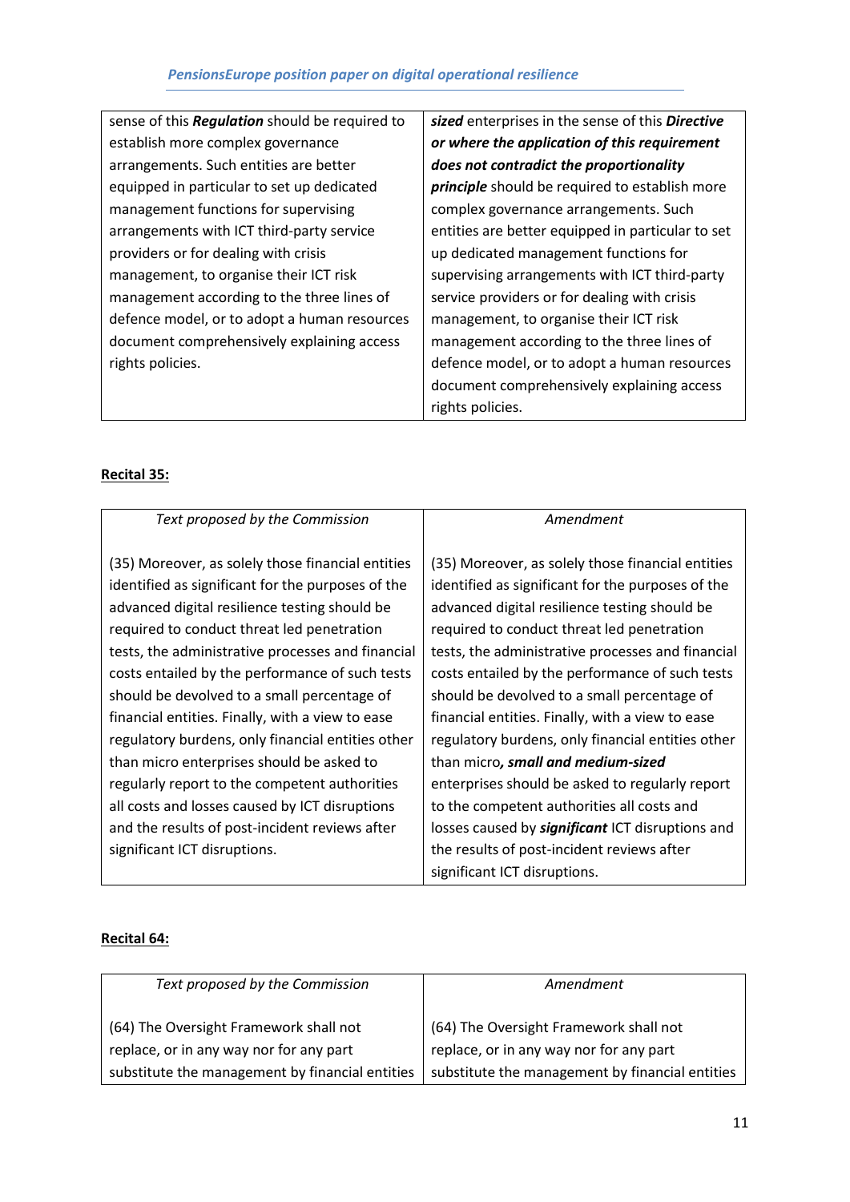| | |
|---|---|
| sense of this ***Regulation*** should be required to establish more complex governance arrangements. Such entities are better equipped in particular to set up dedicated management functions for supervising arrangements with ICT third-party service providers or for dealing with crisis management, to organise their ICT risk management according to the three lines of defence model, or to adopt a human resources document comprehensively explaining access rights policies. | ***sized*** enterprises in the sense of this ***Directive or where the application of this requirement does not contradict the proportionality principle*** should be required to establish more complex governance arrangements. Such entities are better equipped in particular to set up dedicated management functions for supervising arrangements with ICT third-party service providers or for dealing with crisis management, to organise their ICT risk management according to the three lines of defence model, or to adopt a human resources document comprehensively explaining access rights policies. |

**Recital 35:**

| *Text proposed by the Commission* | *Amendment* |
|---|---|
| (35) Moreover, as solely those financial entities identified as significant for the purposes of the advanced digital resilience testing should be required to conduct threat led penetration tests, the administrative processes and financial costs entailed by the performance of such tests should be devolved to a small percentage of financial entities. Finally, with a view to ease regulatory burdens, only financial entities other than micro enterprises should be asked to regularly report to the competent authorities all costs and losses caused by ICT disruptions and the results of post-incident reviews after significant ICT disruptions. | (35) Moreover, as solely those financial entities identified as significant for the purposes of the advanced digital resilience testing should be required to conduct threat led penetration tests, the administrative processes and financial costs entailed by the performance of such tests should be devolved to a small percentage of financial entities. Finally, with a view to ease regulatory burdens, only financial entities other than micro***, small and medium-sized*** enterprises should be asked to regularly report to the competent authorities all costs and losses caused by ***significant*** ICT disruptions and the results of post-incident reviews after significant ICT disruptions. |

**Recital 64:**

| *Text proposed by the Commission* | *Amendment* |
|---|---|
| (64) The Oversight Framework shall not replace, or in any way nor for any part substitute the management by financial entities | (64) The Oversight Framework shall not replace, or in any way nor for any part substitute the management by financial entities |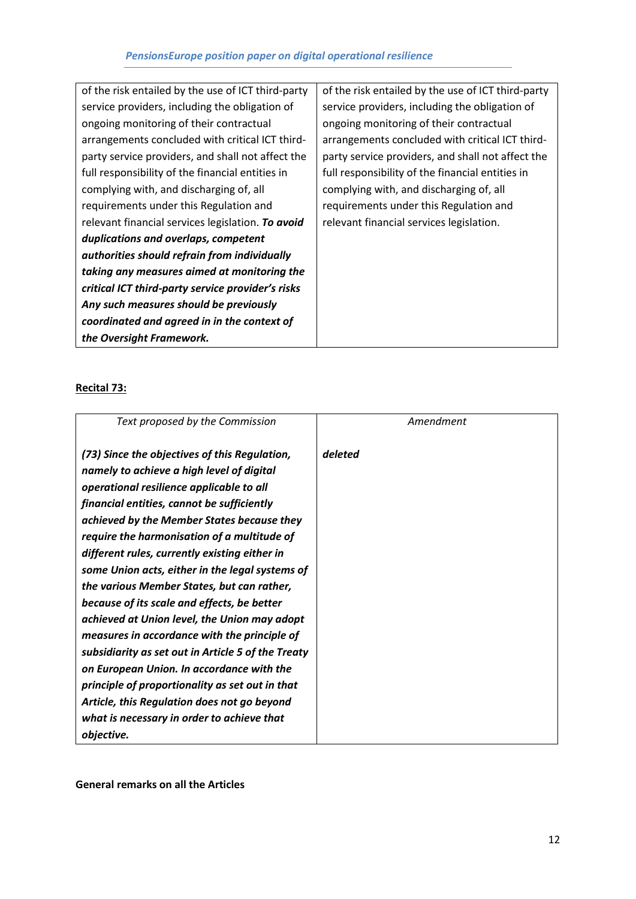| | |
|---|---|
| of the risk entailed by the use of ICT third-party service providers, including the obligation of ongoing monitoring of their contractual arrangements concluded with critical ICT third-party service providers, and shall not affect the full responsibility of the financial entities in complying with, and discharging of, all requirements under this Regulation and relevant financial services legislation. ***To avoid duplications and overlaps, competent authorities should refrain from individually taking any measures aimed at monitoring the critical ICT third-party service provider's risks Any such measures should be previously coordinated and agreed in in the context of the Oversight Framework.*** | of the risk entailed by the use of ICT third-party service providers, including the obligation of ongoing monitoring of their contractual arrangements concluded with critical ICT third-party service providers, and shall not affect the full responsibility of the financial entities in complying with, and discharging of, all requirements under this Regulation and relevant financial services legislation. |

**Recital 73:**

| *Text proposed by the Commission* | *Amendment* |
|---|---|
| ***(73) Since the objectives of this Regulation, namely to achieve a high level of digital operational resilience applicable to all financial entities, cannot be sufficiently achieved by the Member States because they require the harmonisation of a multitude of different rules, currently existing either in some Union acts, either in the legal systems of the various Member States, but can rather, because of its scale and effects, be better achieved at Union level, the Union may adopt measures in accordance with the principle of subsidiarity as set out in Article 5 of the Treaty on European Union. In accordance with the principle of proportionality as set out in that Article, this Regulation does not go beyond what is necessary in order to achieve that objective.*** | ***deleted*** |

**General remarks on all the Articles**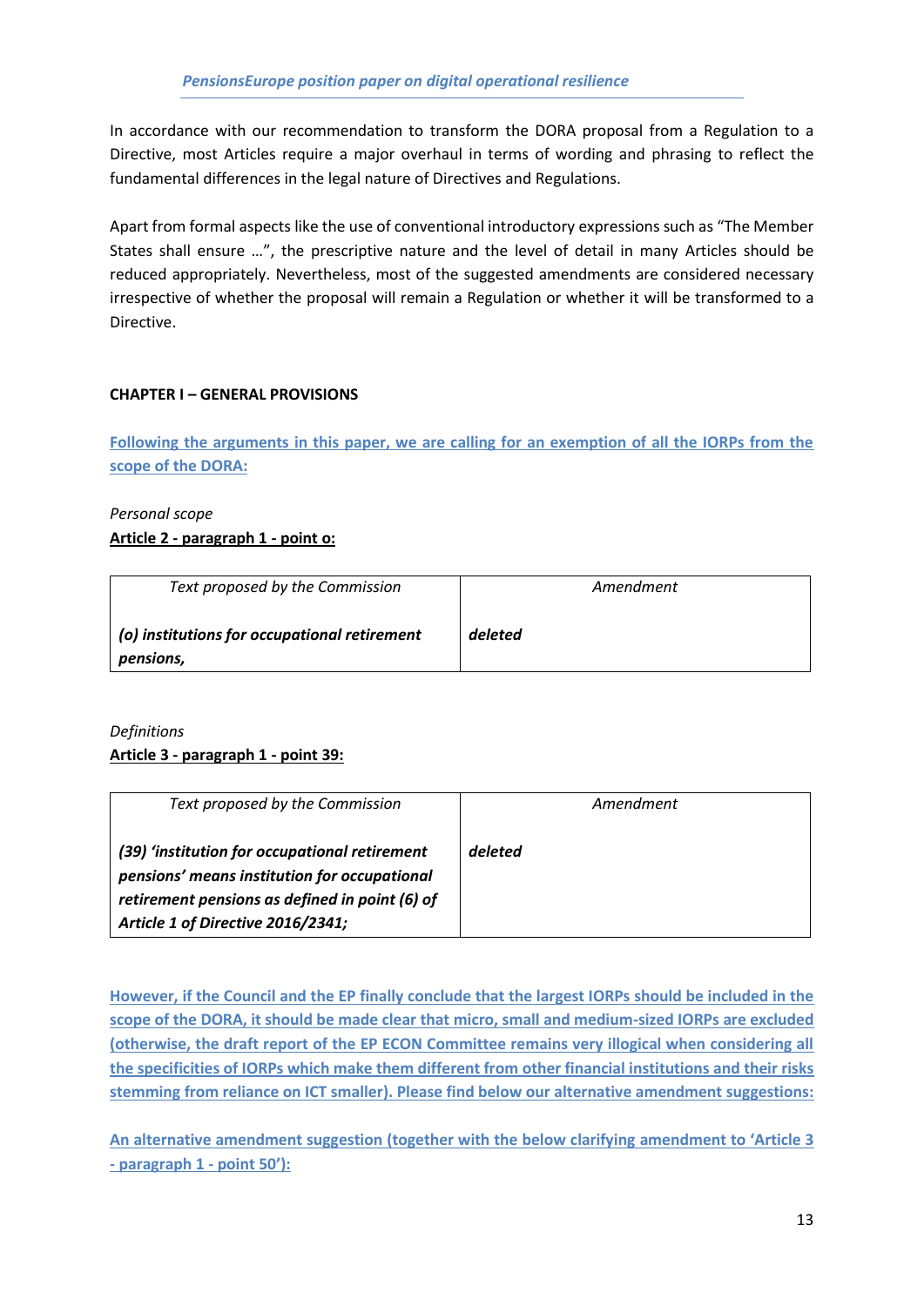In accordance with our recommendation to transform the DORA proposal from a Regulation to a Directive, most Articles require a major overhaul in terms of wording and phrasing to reflect the fundamental differences in the legal nature of Directives and Regulations.

Apart from formal aspects like the use of conventional introductory expressions such as "The Member States shall ensure …", the prescriptive nature and the level of detail in many Articles should be reduced appropriately. Nevertheless, most of the suggested amendments are considered necessary irrespective of whether the proposal will remain a Regulation or whether it will be transformed to a Directive.

**CHAPTER I – GENERAL PROVISIONS**

**Following the arguments in this paper, we are calling for an exemption of all the IORPs from the scope of the DORA:**

*Personal scope*

**Article 2 - paragraph 1 - point o:**

| *Text proposed by the Commission* | *Amendment* |
|---|---|
| ***(o) institutions for occupational retirement pensions,*** | ***deleted*** |

*Definitions*

**Article 3 - paragraph 1 - point 39:**

| *Text proposed by the Commission* | *Amendment* |
|---|---|
| ***(39) 'institution for occupational retirement pensions' means institution for occupational retirement pensions as defined in point (6) of Article 1 of Directive 2016/2341;*** | ***deleted*** |

**However, if the Council and the EP finally conclude that the largest IORPs should be included in the scope of the DORA, it should be made clear that micro, small and medium-sized IORPs are excluded (otherwise, the draft report of the EP ECON Committee remains very illogical when considering all the specificities of IORPs which make them different from other financial institutions and their risks stemming from reliance on ICT smaller). Please find below our alternative amendment suggestions:**

**An alternative amendment suggestion (together with the below clarifying amendment to 'Article 3 - paragraph 1 - point 50'):**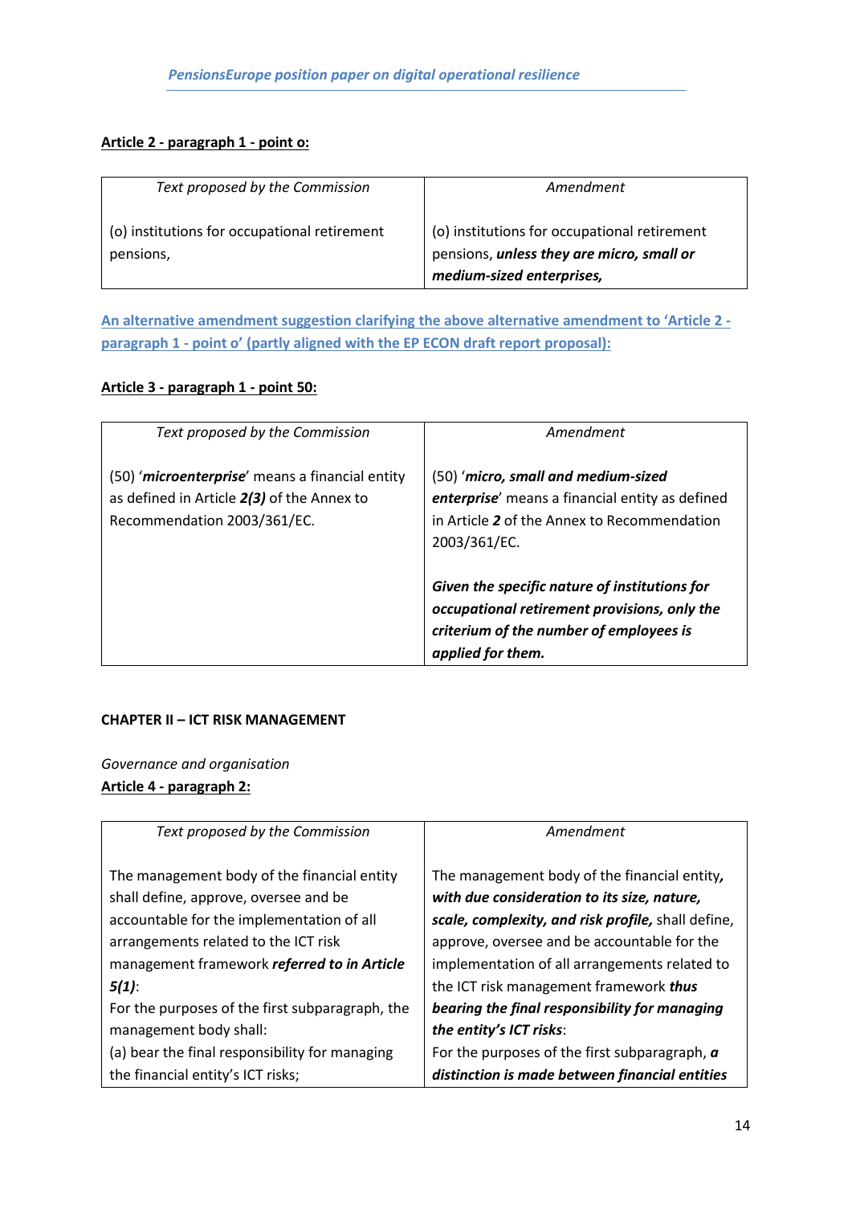**Article 2 - paragraph 1 - point o:**

| *Text proposed by the Commission* | *Amendment* |
|---|---|
| (o) institutions for occupational retirement pensions, | (o) institutions for occupational retirement pensions, ***unless they are micro, small or medium-sized enterprises,*** |

**An alternative amendment suggestion clarifying the above alternative amendment to 'Article 2 - paragraph 1 - point o' (partly aligned with the EP ECON draft report proposal):**

**Article 3 - paragraph 1 - point 50:**

| *Text proposed by the Commission* | *Amendment* |
|---|---|
| (50) '***microenterprise***' means a financial entity as defined in Article ***2(3)*** of the Annex to Recommendation 2003/361/EC. | (50) '***micro, small and medium-sized enterprise***' means a financial entity as defined in Article ***2*** of the Annex to Recommendation 2003/361/EC.<br><br>***Given the specific nature of institutions for occupational retirement provisions, only the criterium of the number of employees is applied for them.*** |

**CHAPTER II – ICT RISK MANAGEMENT**

*Governance and organisation*

**Article 4 - paragraph 2:**

| *Text proposed by the Commission* | *Amendment* |
|---|---|
| The management body of the financial entity shall define, approve, oversee and be accountable for the implementation of all arrangements related to the ICT risk management framework ***referred to in Article 5(1)***:<br>For the purposes of the first subparagraph, the management body shall:<br>(a) bear the final responsibility for managing the financial entity's ICT risks; | The management body of the financial entity***, with due consideration to its size, nature, scale, complexity, and risk profile,*** shall define, approve, oversee and be accountable for the implementation of all arrangements related to the ICT risk management framework ***thus bearing the final responsibility for managing the entity's ICT risks***:<br>For the purposes of the first subparagraph, ***a distinction is made between financial entities*** |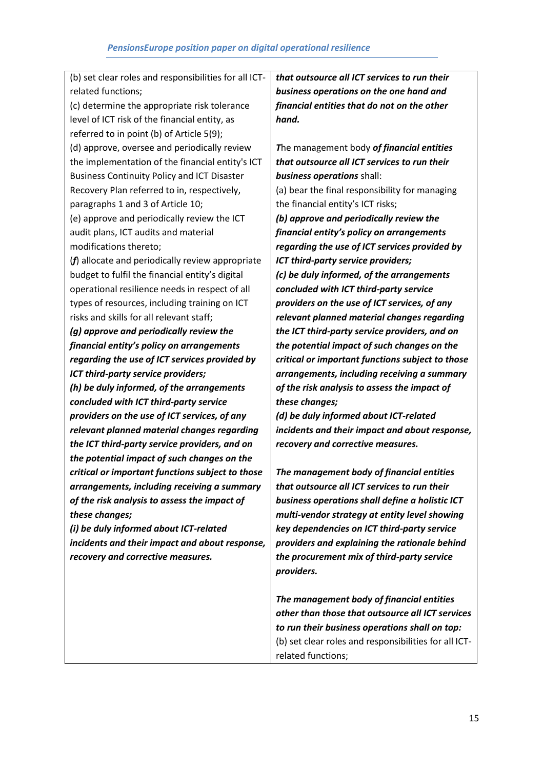| | |
|---|---|
| (b) set clear roles and responsibilities for all ICT-related functions;<br>(c) determine the appropriate risk tolerance level of ICT risk of the financial entity, as referred to in point (b) of Article 5(9);<br>(d) approve, oversee and periodically review the implementation of the financial entity's ICT Business Continuity Policy and ICT Disaster Recovery Plan referred to in, respectively, paragraphs 1 and 3 of Article 10;<br>(e) approve and periodically review the ICT audit plans, ICT audits and material modifications thereto;<br>(***f***) allocate and periodically review appropriate budget to fulfil the financial entity's digital operational resilience needs in respect of all types of resources, including training on ICT risks and skills for all relevant staff;<br>***(g) approve and periodically review the financial entity's policy on arrangements regarding the use of ICT services provided by ICT third-party service providers;***<br>***(h) be duly informed, of the arrangements concluded with ICT third-party service providers on the use of ICT services, of any relevant planned material changes regarding the ICT third-party service providers, and on the potential impact of such changes on the critical or important functions subject to those arrangements, including receiving a summary of the risk analysis to assess the impact of these changes;***<br>***(i) be duly informed about ICT-related incidents and their impact and about response, recovery and corrective measures.*** | ***that outsource all ICT services to run their business operations on the one hand and financial entities that do not on the other hand.***<br><br>***T***he management body ***of financial entities that outsource all ICT services to run their business operations*** shall:<br>(a) bear the final responsibility for managing the financial entity's ICT risks;<br>***(b) approve and periodically review the financial entity's policy on arrangements regarding the use of ICT services provided by ICT third-party service providers;***<br>***(c) be duly informed, of the arrangements concluded with ICT third-party service providers on the use of ICT services, of any relevant planned material changes regarding the ICT third-party service providers, and on the potential impact of such changes on the critical or important functions subject to those arrangements, including receiving a summary of the risk analysis to assess the impact of these changes;***<br>***(d) be duly informed about ICT-related incidents and their impact and about response, recovery and corrective measures.***<br><br>***The management body of financial entities that outsource all ICT services to run their business operations shall define a holistic ICT multi-vendor strategy at entity level showing key dependencies on ICT third-party service providers and explaining the rationale behind the procurement mix of third-party service providers.***<br><br>***The management body of financial entities other than those that outsource all ICT services to run their business operations shall on top:***<br>(b) set clear roles and responsibilities for all ICT-related functions; |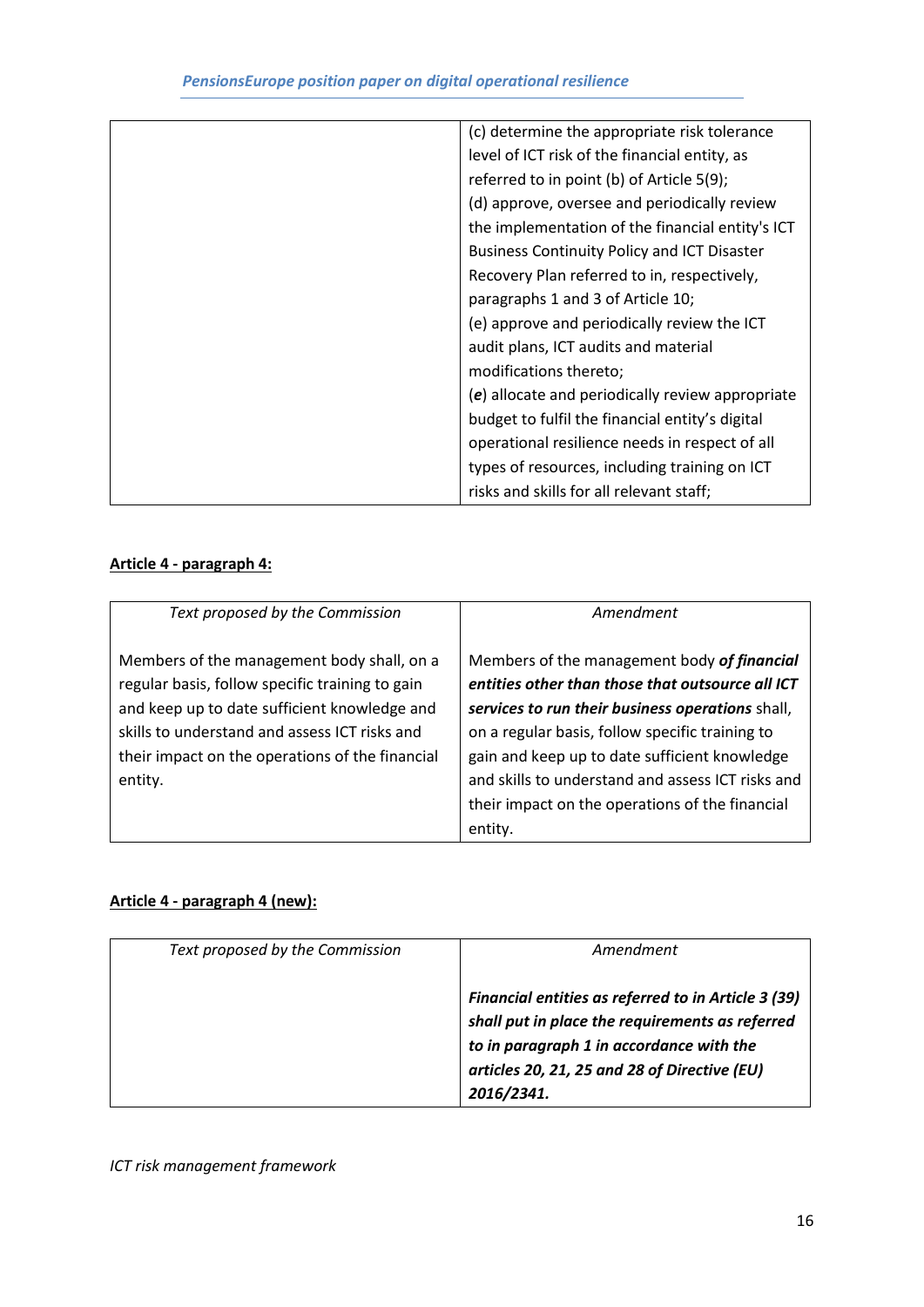| | |
|---|---|
| | (c) determine the appropriate risk tolerance level of ICT risk of the financial entity, as referred to in point (b) of Article 5(9);<br>(d) approve, oversee and periodically review the implementation of the financial entity's ICT Business Continuity Policy and ICT Disaster Recovery Plan referred to in, respectively, paragraphs 1 and 3 of Article 10;<br>(e) approve and periodically review the ICT audit plans, ICT audits and material modifications thereto;<br>(***e***) allocate and periodically review appropriate budget to fulfil the financial entity's digital operational resilience needs in respect of all types of resources, including training on ICT risks and skills for all relevant staff; |

**Article 4 - paragraph 4:**

| *Text proposed by the Commission* | *Amendment* |
|---|---|
| Members of the management body shall, on a regular basis, follow specific training to gain and keep up to date sufficient knowledge and skills to understand and assess ICT risks and their impact on the operations of the financial entity. | Members of the management body ***of financial entities other than those that outsource all ICT services to run their business operations*** shall, on a regular basis, follow specific training to gain and keep up to date sufficient knowledge and skills to understand and assess ICT risks and their impact on the operations of the financial entity. |

**Article 4 - paragraph 4 (new):**

| *Text proposed by the Commission* | *Amendment* |
|---|---|
| | ***Financial entities as referred to in Article 3 (39) shall put in place the requirements as referred to in paragraph 1 in accordance with the articles 20, 21, 25 and 28 of Directive (EU) 2016/2341.*** |

*ICT risk management framework*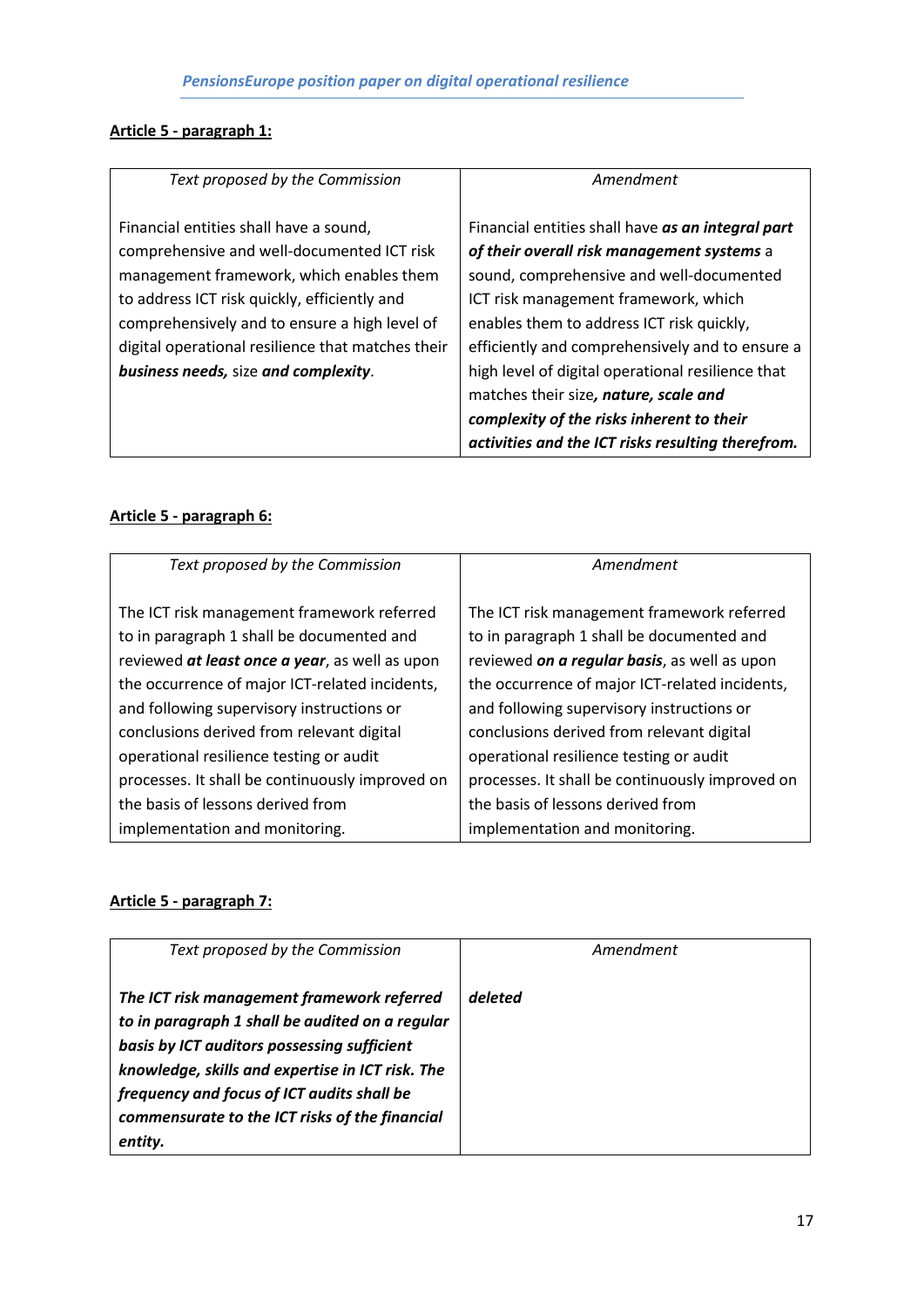**Article 5 - paragraph 1:**

| *Text proposed by the Commission* | *Amendment* |
|---|---|
| Financial entities shall have a sound, comprehensive and well-documented ICT risk management framework, which enables them to address ICT risk quickly, efficiently and comprehensively and to ensure a high level of digital operational resilience that matches their ***business needs,*** size ***and complexity***. | Financial entities shall have ***as an integral part of their overall risk management systems*** a sound, comprehensive and well-documented ICT risk management framework, which enables them to address ICT risk quickly, efficiently and comprehensively and to ensure a high level of digital operational resilience that matches their size***, nature, scale and complexity of the risks inherent to their activities and the ICT risks resulting therefrom.*** |

**Article 5 - paragraph 6:**

| *Text proposed by the Commission* | *Amendment* |
|---|---|
| The ICT risk management framework referred to in paragraph 1 shall be documented and reviewed ***at least once a year***, as well as upon the occurrence of major ICT-related incidents, and following supervisory instructions or conclusions derived from relevant digital operational resilience testing or audit processes. It shall be continuously improved on the basis of lessons derived from implementation and monitoring. | The ICT risk management framework referred to in paragraph 1 shall be documented and reviewed ***on a regular basis***, as well as upon the occurrence of major ICT-related incidents, and following supervisory instructions or conclusions derived from relevant digital operational resilience testing or audit processes. It shall be continuously improved on the basis of lessons derived from implementation and monitoring. |

**Article 5 - paragraph 7:**

| *Text proposed by the Commission* | *Amendment* |
|---|---|
| ***The ICT risk management framework referred to in paragraph 1 shall be audited on a regular basis by ICT auditors possessing sufficient knowledge, skills and expertise in ICT risk. The frequency and focus of ICT audits shall be commensurate to the ICT risks of the financial entity.*** | ***deleted*** |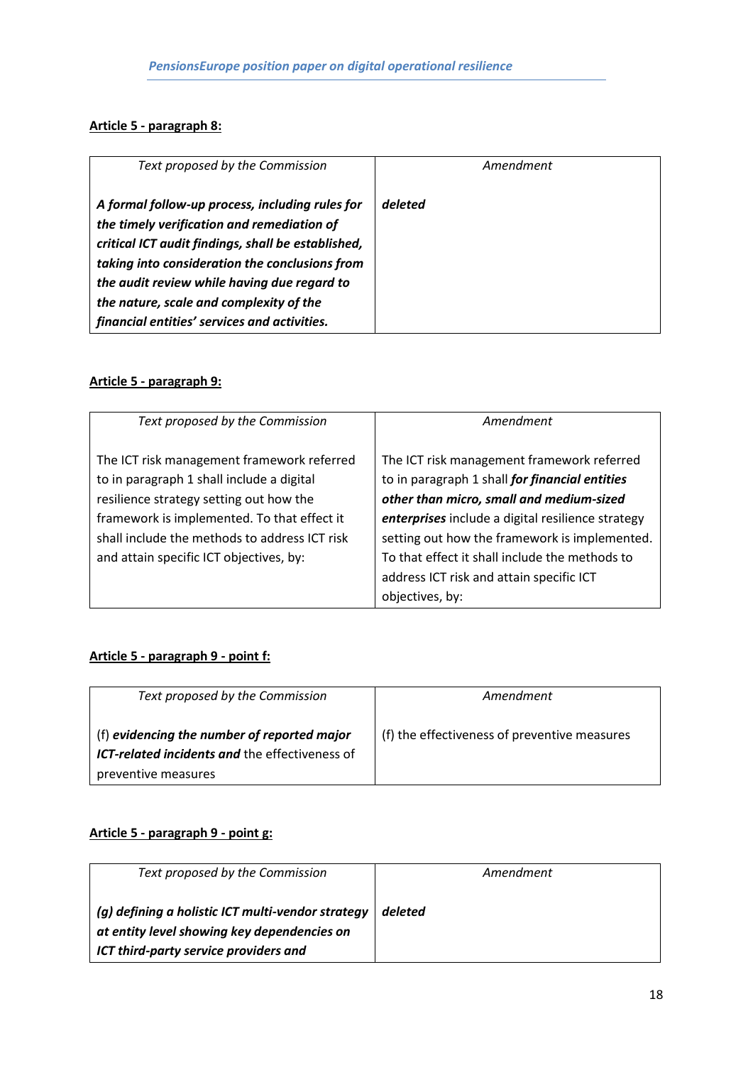**Article 5 - paragraph 8:**

| *Text proposed by the Commission* | *Amendment* |
|---|---|
| ***A formal follow-up process, including rules for the timely verification and remediation of critical ICT audit findings, shall be established, taking into consideration the conclusions from the audit review while having due regard to the nature, scale and complexity of the financial entities' services and activities.*** | ***deleted*** |

**Article 5 - paragraph 9:**

| *Text proposed by the Commission* | *Amendment* |
|---|---|
| The ICT risk management framework referred to in paragraph 1 shall include a digital resilience strategy setting out how the framework is implemented. To that effect it shall include the methods to address ICT risk and attain specific ICT objectives, by: | The ICT risk management framework referred to in paragraph 1 shall ***for financial entities other than micro, small and medium-sized enterprises*** include a digital resilience strategy setting out how the framework is implemented. To that effect it shall include the methods to address ICT risk and attain specific ICT objectives, by: |

**Article 5 - paragraph 9 - point f:**

| *Text proposed by the Commission* | *Amendment* |
|---|---|
| (f) ***evidencing the number of reported major ICT-related incidents and*** the effectiveness of preventive measures | (f) the effectiveness of preventive measures |

**Article 5 - paragraph 9 - point g:**

| *Text proposed by the Commission* | *Amendment* |
|---|---|
| ***(g) defining a holistic ICT multi-vendor strategy at entity level showing key dependencies on ICT third-party service providers and*** | ***deleted*** |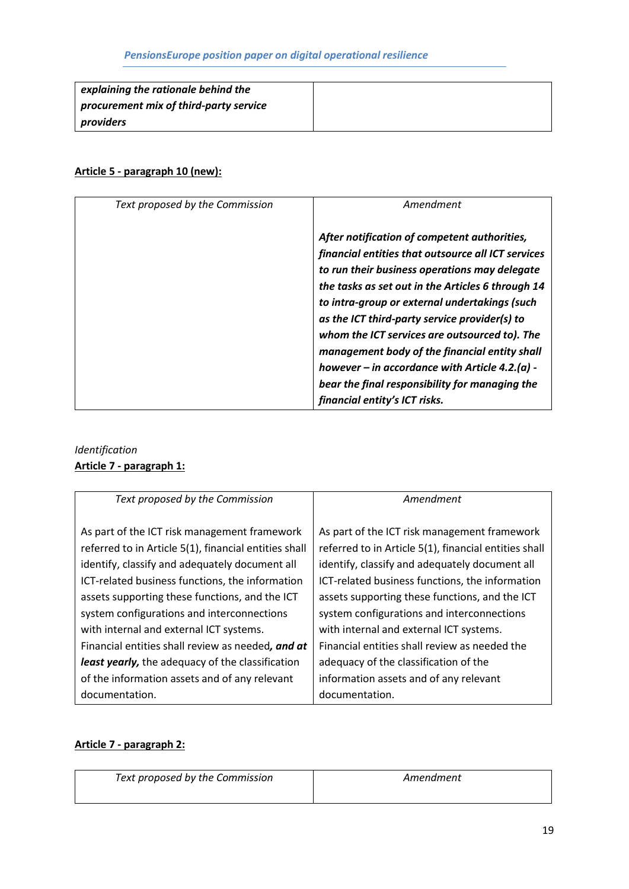| | |
|---|---|
| ***explaining the rationale behind the procurement mix of third-party service providers*** | |

**<u>Article 5 - paragraph 10 (new):</u>**

| *Text proposed by the Commission* | *Amendment* |
|---|---|
| | ***After notification of competent authorities, financial entities that outsource all ICT services to run their business operations may delegate the tasks as set out in the Articles 6 through 14 to intra-group or external undertakings (such as the ICT third-party service provider(s) to whom the ICT services are outsourced to). The management body of the financial entity shall however – in accordance with Article 4.2.(a) - bear the final responsibility for managing the financial entity's ICT risks.*** |

*Identification*

**<u>Article 7 - paragraph 1:</u>**

| *Text proposed by the Commission* | *Amendment* |
|---|---|
| As part of the ICT risk management framework referred to in Article 5(1), financial entities shall identify, classify and adequately document all ICT-related business functions, the information assets supporting these functions, and the ICT system configurations and interconnections with internal and external ICT systems. Financial entities shall review as needed***, and at least yearly,*** the adequacy of the classification of the information assets and of any relevant documentation. | As part of the ICT risk management framework referred to in Article 5(1), financial entities shall identify, classify and adequately document all ICT-related business functions, the information assets supporting these functions, and the ICT system configurations and interconnections with internal and external ICT systems. Financial entities shall review as needed the adequacy of the classification of the information assets and of any relevant documentation. |

**<u>Article 7 - paragraph 2:</u>**

| *Text proposed by the Commission* | *Amendment* |
|---|---|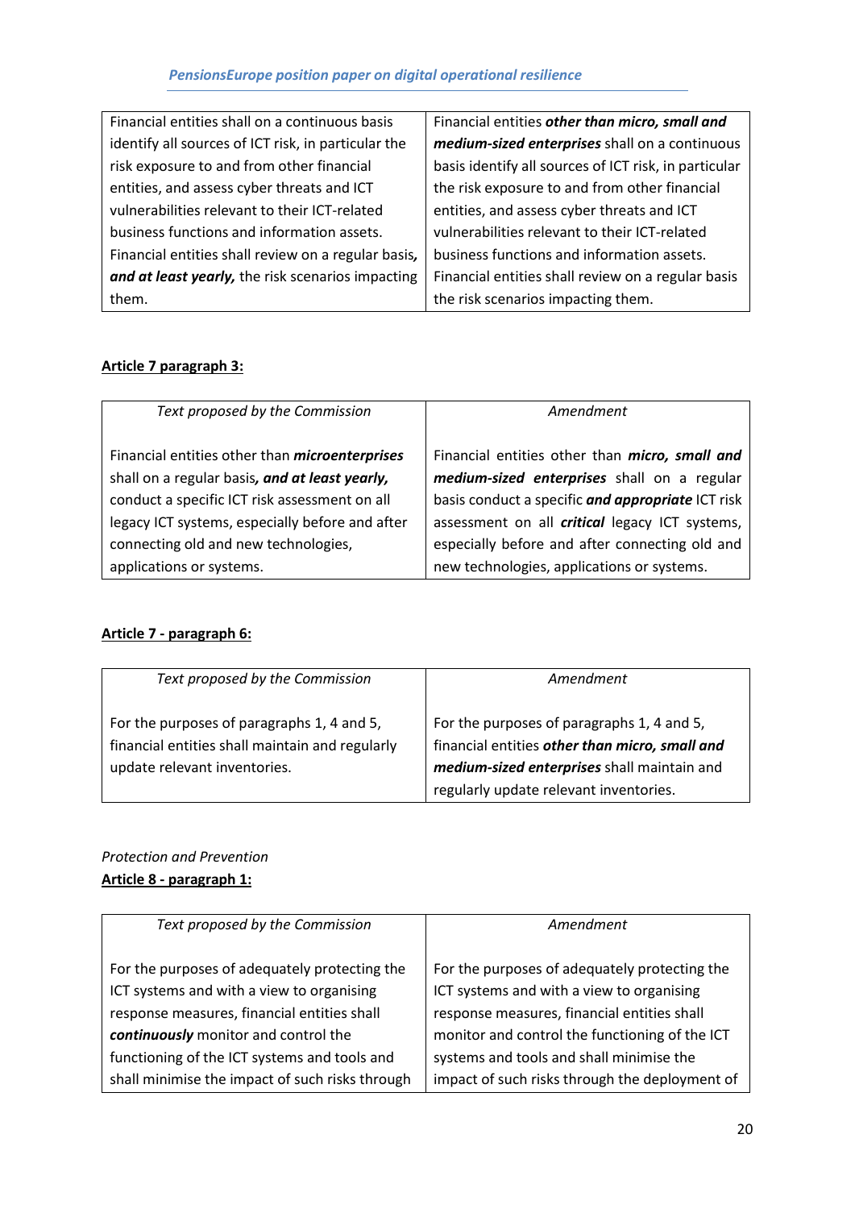| | |
|---|---|
| Financial entities shall on a continuous basis identify all sources of ICT risk, in particular the risk exposure to and from other financial entities, and assess cyber threats and ICT vulnerabilities relevant to their ICT-related business functions and information assets. Financial entities shall review on a regular basis***, and at least yearly,*** the risk scenarios impacting them. | Financial entities ***other than micro, small and medium-sized enterprises*** shall on a continuous basis identify all sources of ICT risk, in particular the risk exposure to and from other financial entities, and assess cyber threats and ICT vulnerabilities relevant to their ICT-related business functions and information assets. Financial entities shall review on a regular basis the risk scenarios impacting them. |

**Article 7 paragraph 3:**

| *Text proposed by the Commission* | *Amendment* |
|---|---|
| Financial entities other than ***microenterprises*** shall on a regular basis***, and at least yearly,*** conduct a specific ICT risk assessment on all legacy ICT systems, especially before and after connecting old and new technologies, applications or systems. | Financial entities other than ***micro, small and medium-sized enterprises*** shall on a regular basis conduct a specific ***and appropriate*** ICT risk assessment on all ***critical*** legacy ICT systems, especially before and after connecting old and new technologies, applications or systems. |

**Article 7 - paragraph 6:**

| *Text proposed by the Commission* | *Amendment* |
|---|---|
| For the purposes of paragraphs 1, 4 and 5, financial entities shall maintain and regularly update relevant inventories. | For the purposes of paragraphs 1, 4 and 5, financial entities ***other than micro, small and medium-sized enterprises*** shall maintain and regularly update relevant inventories. |

*Protection and Prevention*

**Article 8 - paragraph 1:**

| *Text proposed by the Commission* | *Amendment* |
|---|---|
| For the purposes of adequately protecting the ICT systems and with a view to organising response measures, financial entities shall ***continuously*** monitor and control the functioning of the ICT systems and tools and shall minimise the impact of such risks through | For the purposes of adequately protecting the ICT systems and with a view to organising response measures, financial entities shall monitor and control the functioning of the ICT systems and tools and shall minimise the impact of such risks through the deployment of |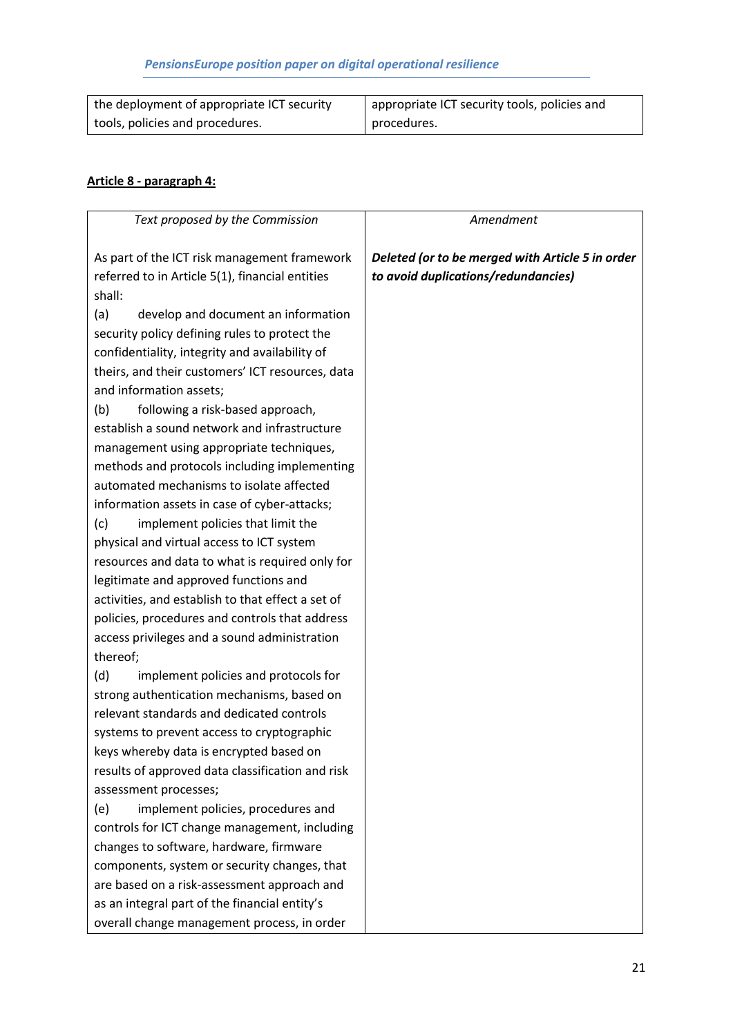| the deployment of appropriate ICT security tools, policies and procedures. | appropriate ICT security tools, policies and procedures. |
|---|---|

**Article 8 - paragraph 4:**

| *Text proposed by the Commission* | *Amendment* |
|---|---|
| As part of the ICT risk management framework referred to in Article 5(1), financial entities shall:<br>(a) develop and document an information security policy defining rules to protect the confidentiality, integrity and availability of theirs, and their customers' ICT resources, data and information assets;<br>(b) following a risk-based approach, establish a sound network and infrastructure management using appropriate techniques, methods and protocols including implementing automated mechanisms to isolate affected information assets in case of cyber-attacks;<br>(c) implement policies that limit the physical and virtual access to ICT system resources and data to what is required only for legitimate and approved functions and activities, and establish to that effect a set of policies, procedures and controls that address access privileges and a sound administration thereof;<br>(d) implement policies and protocols for strong authentication mechanisms, based on relevant standards and dedicated controls systems to prevent access to cryptographic keys whereby data is encrypted based on results of approved data classification and risk assessment processes;<br>(e) implement policies, procedures and controls for ICT change management, including changes to software, hardware, firmware components, system or security changes, that are based on a risk-assessment approach and as an integral part of the financial entity's overall change management process, in order | ***Deleted (or to be merged with Article 5 in order to avoid duplications/redundancies)*** |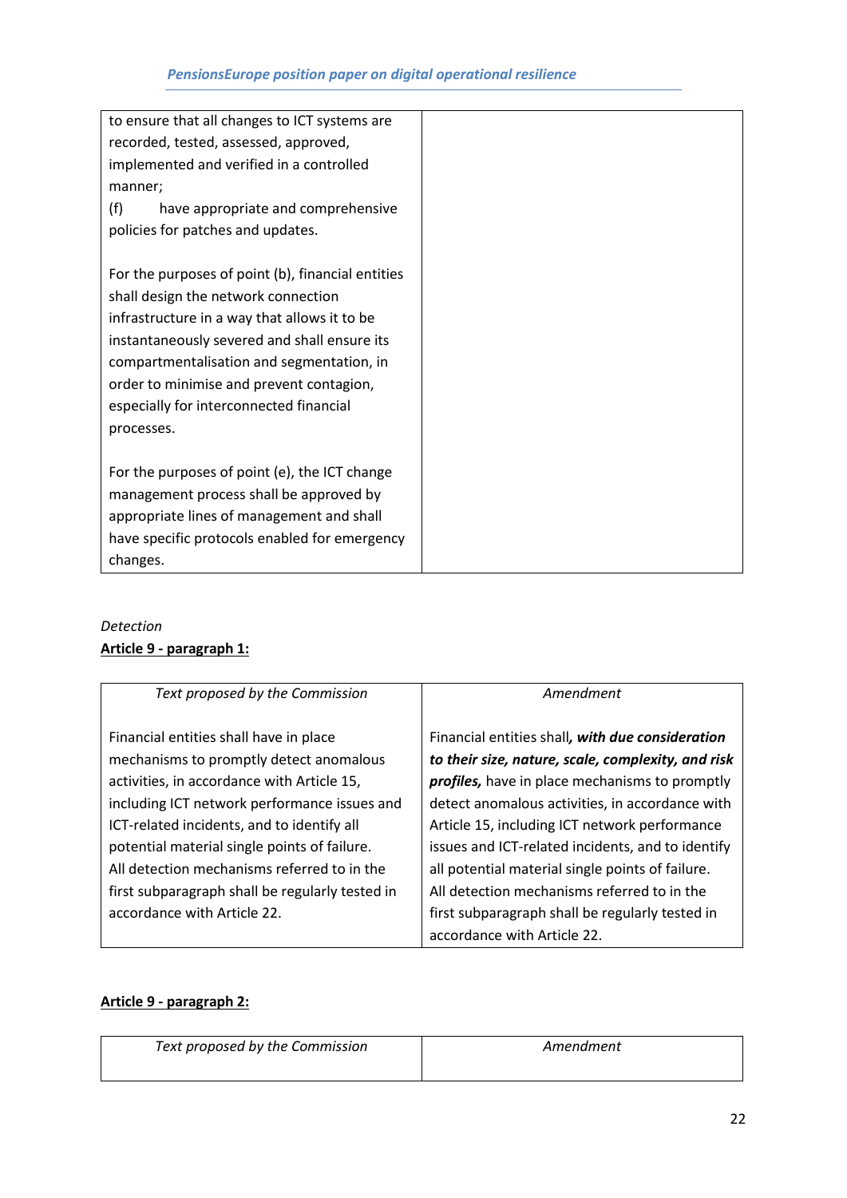| | |
|---|---|
| to ensure that all changes to ICT systems are recorded, tested, assessed, approved, implemented and verified in a controlled manner;<br>(f) have appropriate and comprehensive policies for patches and updates.<br><br>For the purposes of point (b), financial entities shall design the network connection infrastructure in a way that allows it to be instantaneously severed and shall ensure its compartmentalisation and segmentation, in order to minimise and prevent contagion, especially for interconnected financial processes.<br><br>For the purposes of point (e), the ICT change management process shall be approved by appropriate lines of management and shall have specific protocols enabled for emergency changes. | |

*Detection*

**Article 9 - paragraph 1:**

| *Text proposed by the Commission* | *Amendment* |
|---|---|
| Financial entities shall have in place mechanisms to promptly detect anomalous activities, in accordance with Article 15, including ICT network performance issues and ICT-related incidents, and to identify all potential material single points of failure.<br>All detection mechanisms referred to in the first subparagraph shall be regularly tested in accordance with Article 22. | Financial entities shall***, with due consideration to their size, nature, scale, complexity, and risk profiles,*** have in place mechanisms to promptly detect anomalous activities, in accordance with Article 15, including ICT network performance issues and ICT-related incidents, and to identify all potential material single points of failure.<br>All detection mechanisms referred to in the first subparagraph shall be regularly tested in accordance with Article 22. |

**Article 9 - paragraph 2:**

| *Text proposed by the Commission* | *Amendment* |
|---|---|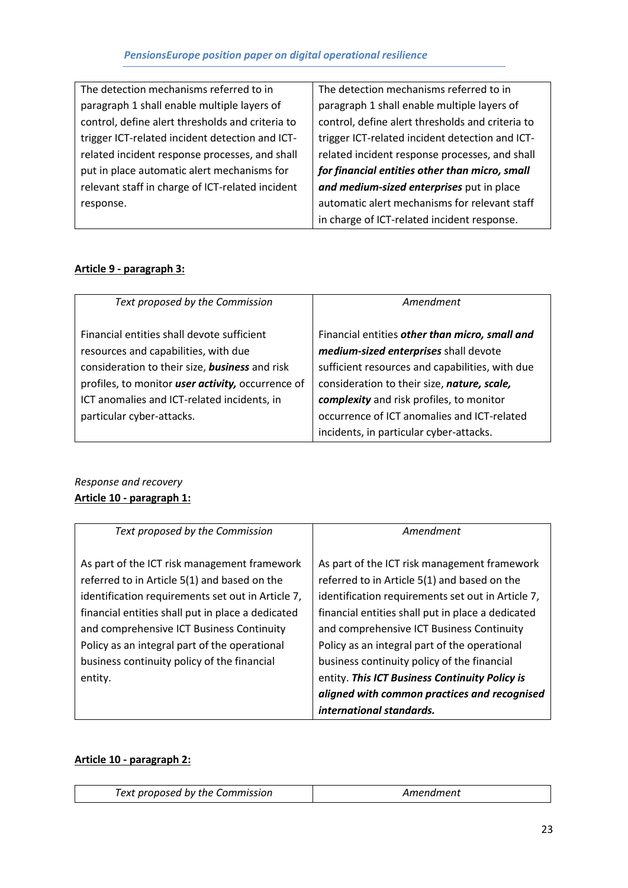| | |
|---|---|
| The detection mechanisms referred to in paragraph 1 shall enable multiple layers of control, define alert thresholds and criteria to trigger ICT-related incident detection and ICT-related incident response processes, and shall put in place automatic alert mechanisms for relevant staff in charge of ICT-related incident response. | The detection mechanisms referred to in paragraph 1 shall enable multiple layers of control, define alert thresholds and criteria to trigger ICT-related incident detection and ICT-related incident response processes, and shall ***for financial entities other than micro, small and medium-sized enterprises*** put in place automatic alert mechanisms for relevant staff in charge of ICT-related incident response. |

**<u>Article 9 - paragraph 3:</u>**

| *Text proposed by the Commission* | *Amendment* |
|---|---|
| Financial entities shall devote sufficient resources and capabilities, with due consideration to their size, ***business*** and risk profiles, to monitor ***user activity,*** occurrence of ICT anomalies and ICT-related incidents, in particular cyber-attacks. | Financial entities ***other than micro, small and medium-sized enterprises*** shall devote sufficient resources and capabilities, with due consideration to their size, ***nature, scale, complexity*** and risk profiles, to monitor occurrence of ICT anomalies and ICT-related incidents, in particular cyber-attacks. |

*Response and recovery*

**<u>Article 10 - paragraph 1:</u>**

| *Text proposed by the Commission* | *Amendment* |
|---|---|
| As part of the ICT risk management framework referred to in Article 5(1) and based on the identification requirements set out in Article 7, financial entities shall put in place a dedicated and comprehensive ICT Business Continuity Policy as an integral part of the operational business continuity policy of the financial entity. | As part of the ICT risk management framework referred to in Article 5(1) and based on the identification requirements set out in Article 7, financial entities shall put in place a dedicated and comprehensive ICT Business Continuity Policy as an integral part of the operational business continuity policy of the financial entity. ***This ICT Business Continuity Policy is aligned with common practices and recognised international standards.*** |

**<u>Article 10 - paragraph 2:</u>**

| *Text proposed by the Commission* | *Amendment* |
|---|---|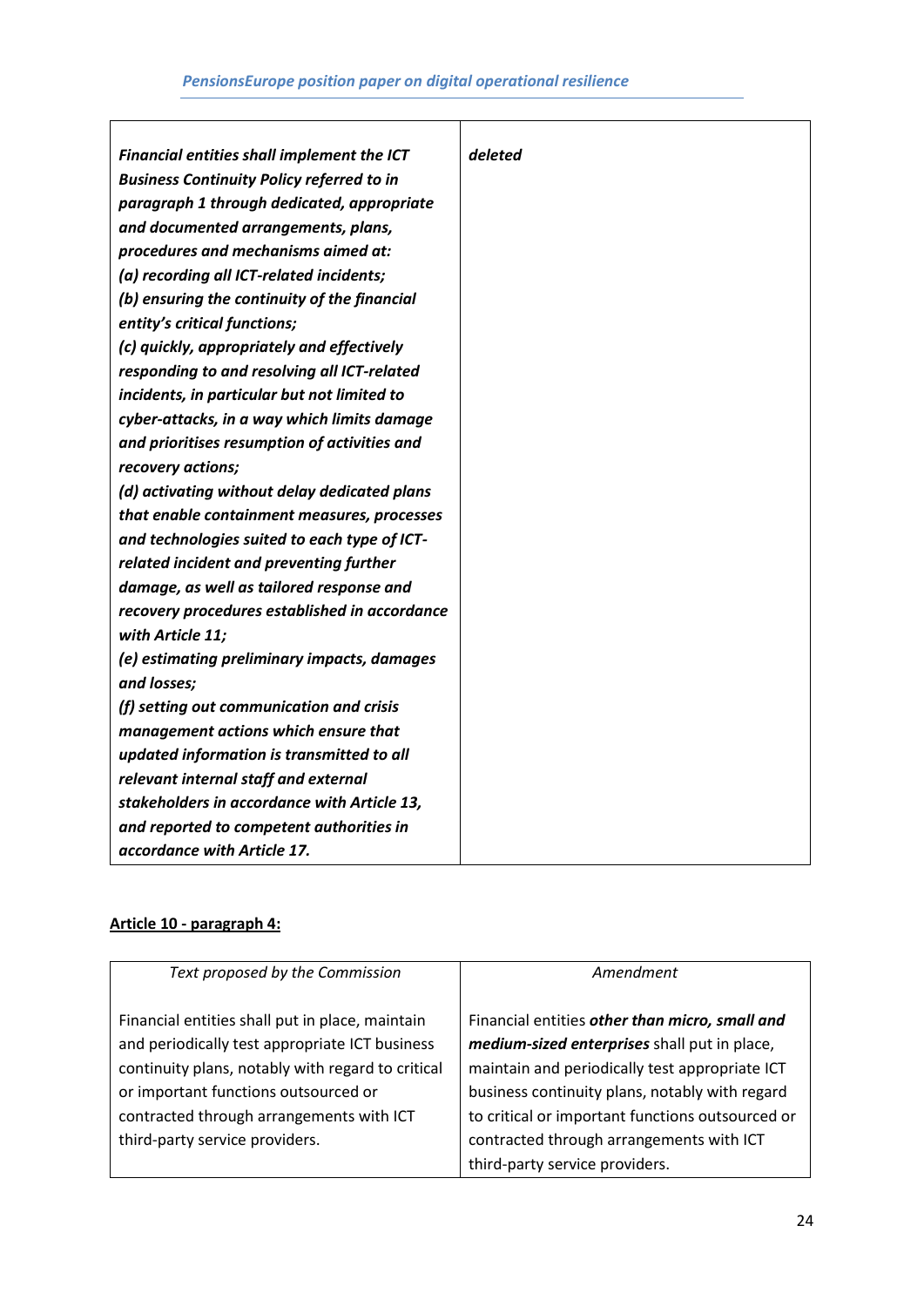| | |
|---|---|
| ***Financial entities shall implement the ICT Business Continuity Policy referred to in paragraph 1 through dedicated, appropriate and documented arrangements, plans, procedures and mechanisms aimed at:*** ***(a) recording all ICT-related incidents;*** ***(b) ensuring the continuity of the financial entity's critical functions;*** ***(c) quickly, appropriately and effectively responding to and resolving all ICT-related incidents, in particular but not limited to cyber-attacks, in a way which limits damage and prioritises resumption of activities and recovery actions;*** ***(d) activating without delay dedicated plans that enable containment measures, processes and technologies suited to each type of ICT-related incident and preventing further damage, as well as tailored response and recovery procedures established in accordance with Article 11;*** ***(e) estimating preliminary impacts, damages and losses;*** ***(f) setting out communication and crisis management actions which ensure that updated information is transmitted to all relevant internal staff and external stakeholders in accordance with Article 13, and reported to competent authorities in accordance with Article 17.*** | ***deleted*** |

**<u>Article 10 - paragraph 4:</u>**

| *Text proposed by the Commission* | *Amendment* |
|---|---|
| Financial entities shall put in place, maintain and periodically test appropriate ICT business continuity plans, notably with regard to critical or important functions outsourced or contracted through arrangements with ICT third-party service providers. | Financial entities ***other than micro, small and medium-sized enterprises*** shall put in place, maintain and periodically test appropriate ICT business continuity plans, notably with regard to critical or important functions outsourced or contracted through arrangements with ICT third-party service providers. |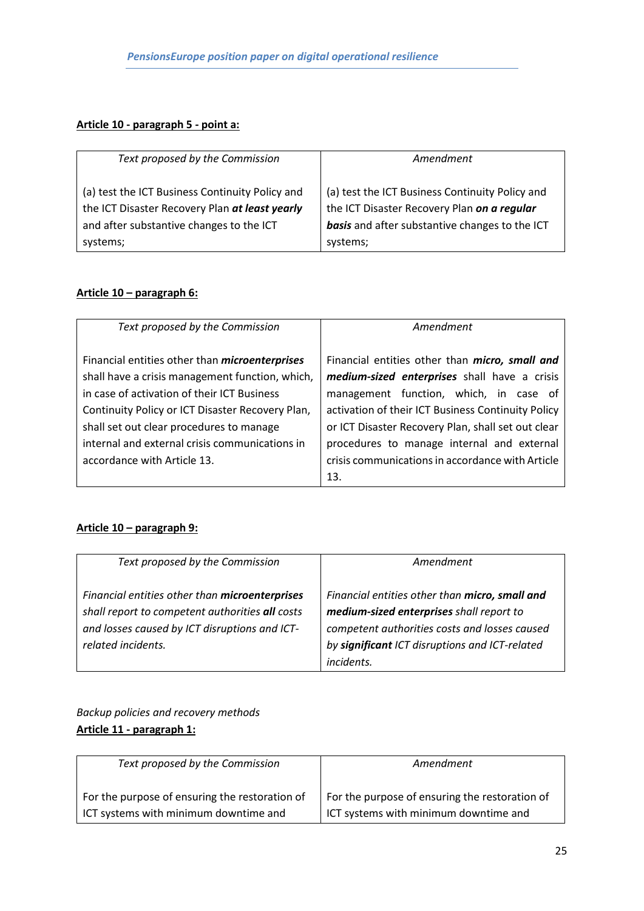**Article 10 - paragraph 5 - point a:**

| *Text proposed by the Commission* | *Amendment* |
|---|---|
| (a) test the ICT Business Continuity Policy and the ICT Disaster Recovery Plan ***at least yearly*** and after substantive changes to the ICT systems; | (a) test the ICT Business Continuity Policy and the ICT Disaster Recovery Plan ***on a regular basis*** and after substantive changes to the ICT systems; |

**Article 10 – paragraph 6:**

| *Text proposed by the Commission* | *Amendment* |
|---|---|
| Financial entities other than ***microenterprises*** shall have a crisis management function, which, in case of activation of their ICT Business Continuity Policy or ICT Disaster Recovery Plan, shall set out clear procedures to manage internal and external crisis communications in accordance with Article 13. | Financial entities other than ***micro, small and medium-sized enterprises*** shall have a crisis management function, which, in case of activation of their ICT Business Continuity Policy or ICT Disaster Recovery Plan, shall set out clear procedures to manage internal and external crisis communications in accordance with Article 13. |

**Article 10 – paragraph 9:**

| *Text proposed by the Commission* | *Amendment* |
|---|---|
| *Financial entities other than **microenterprises** shall report to competent authorities **all** costs and losses caused by ICT disruptions and ICT-related incidents.* | *Financial entities other than **micro, small and medium-sized enterprises** shall report to competent authorities costs and losses caused by **significant** ICT disruptions and ICT-related incidents.* |

*Backup policies and recovery methods*

**Article 11 - paragraph 1:**

| *Text proposed by the Commission* | *Amendment* |
|---|---|
| For the purpose of ensuring the restoration of ICT systems with minimum downtime and | For the purpose of ensuring the restoration of ICT systems with minimum downtime and |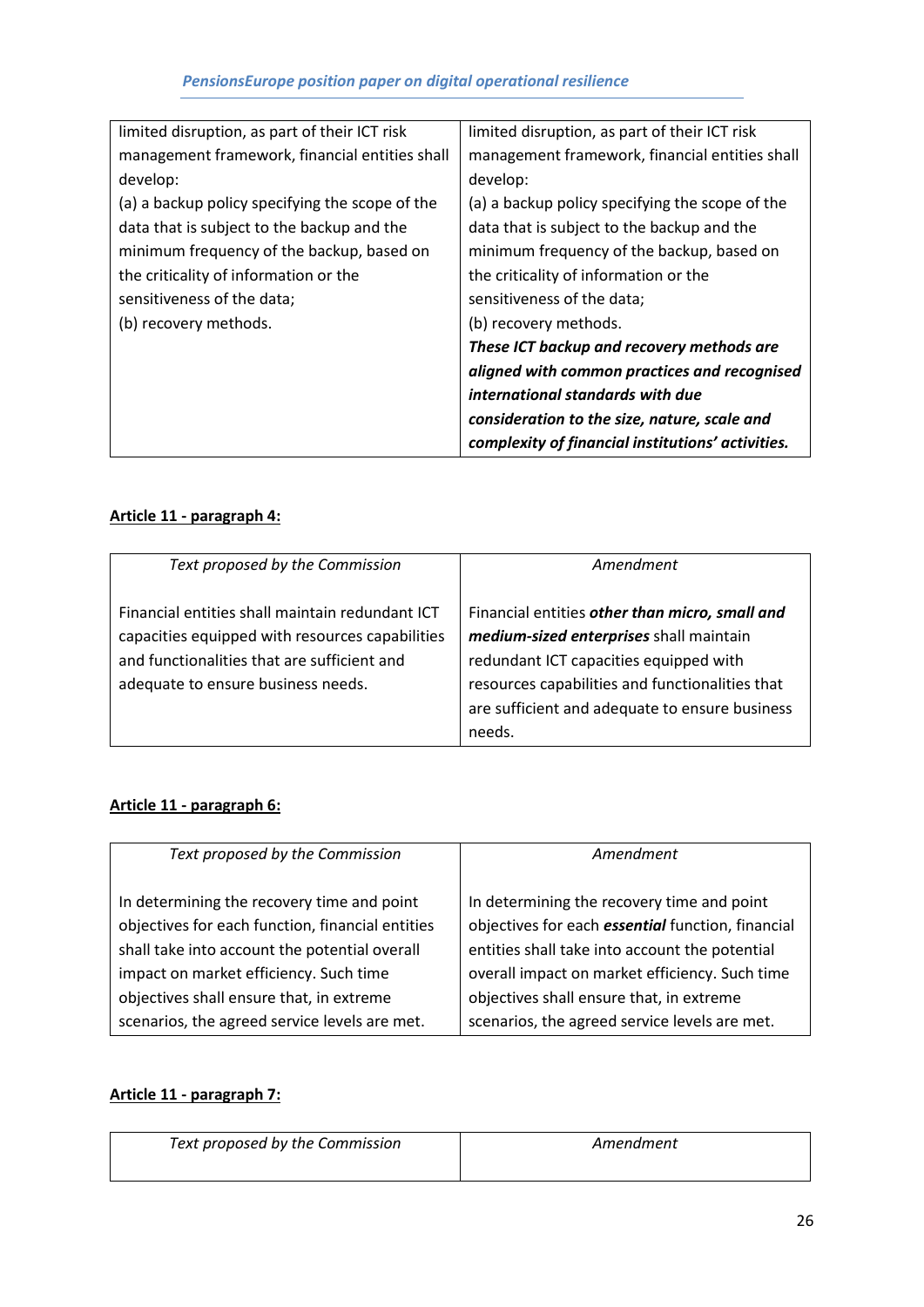| | |
|---|---|
| limited disruption, as part of their ICT risk management framework, financial entities shall develop:<br>(a) a backup policy specifying the scope of the data that is subject to the backup and the minimum frequency of the backup, based on the criticality of information or the sensitiveness of the data;<br>(b) recovery methods. | limited disruption, as part of their ICT risk management framework, financial entities shall develop:<br>(a) a backup policy specifying the scope of the data that is subject to the backup and the minimum frequency of the backup, based on the criticality of information or the sensitiveness of the data;<br>(b) recovery methods.<br>***These ICT backup and recovery methods are aligned with common practices and recognised international standards with due consideration to the size, nature, scale and complexity of financial institutions' activities.*** |

**Article 11 - paragraph 4:**

| *Text proposed by the Commission* | *Amendment* |
|---|---|
| Financial entities shall maintain redundant ICT capacities equipped with resources capabilities and functionalities that are sufficient and adequate to ensure business needs. | Financial entities ***other than micro, small and medium-sized enterprises*** shall maintain redundant ICT capacities equipped with resources capabilities and functionalities that are sufficient and adequate to ensure business needs. |

**Article 11 - paragraph 6:**

| *Text proposed by the Commission* | *Amendment* |
|---|---|
| In determining the recovery time and point objectives for each function, financial entities shall take into account the potential overall impact on market efficiency. Such time objectives shall ensure that, in extreme scenarios, the agreed service levels are met. | In determining the recovery time and point objectives for each ***essential*** function, financial entities shall take into account the potential overall impact on market efficiency. Such time objectives shall ensure that, in extreme scenarios, the agreed service levels are met. |

**Article 11 - paragraph 7:**

| *Text proposed by the Commission* | *Amendment* |
|---|---|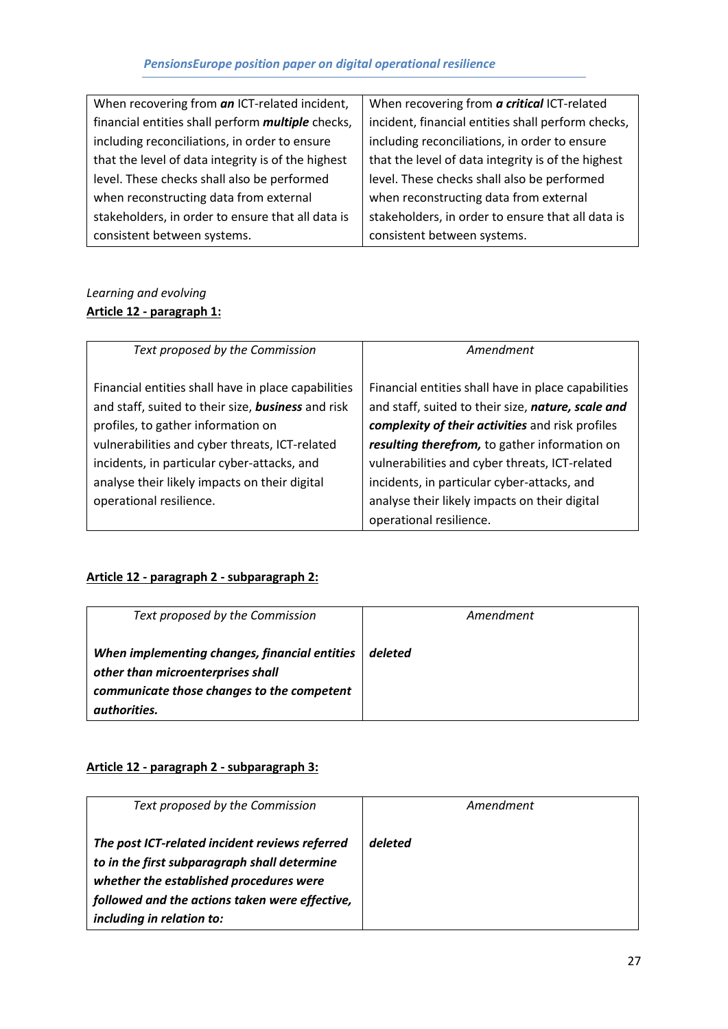| | |
|---|---|
| When recovering from ***an*** ICT-related incident, financial entities shall perform ***multiple*** checks, including reconciliations, in order to ensure that the level of data integrity is of the highest level. These checks shall also be performed when reconstructing data from external stakeholders, in order to ensure that all data is consistent between systems. | When recovering from ***a critical*** ICT-related incident, financial entities shall perform checks, including reconciliations, in order to ensure that the level of data integrity is of the highest level. These checks shall also be performed when reconstructing data from external stakeholders, in order to ensure that all data is consistent between systems. |

*Learning and evolving*

**Article 12 - paragraph 1:**

| *Text proposed by the Commission* | *Amendment* |
|---|---|
| Financial entities shall have in place capabilities and staff, suited to their size, ***business*** and risk profiles, to gather information on vulnerabilities and cyber threats, ICT-related incidents, in particular cyber-attacks, and analyse their likely impacts on their digital operational resilience. | Financial entities shall have in place capabilities and staff, suited to their size, ***nature, scale and complexity of their activities*** and risk profiles ***resulting therefrom,*** to gather information on vulnerabilities and cyber threats, ICT-related incidents, in particular cyber-attacks, and analyse their likely impacts on their digital operational resilience. |

**Article 12 - paragraph 2 - subparagraph 2:**

| *Text proposed by the Commission* | *Amendment* |
|---|---|
| ***When implementing changes, financial entities other than microenterprises shall communicate those changes to the competent authorities.*** | ***deleted*** |

**Article 12 - paragraph 2 - subparagraph 3:**

| *Text proposed by the Commission* | *Amendment* |
|---|---|
| ***The post ICT-related incident reviews referred to in the first subparagraph shall determine whether the established procedures were followed and the actions taken were effective, including in relation to:*** | ***deleted*** |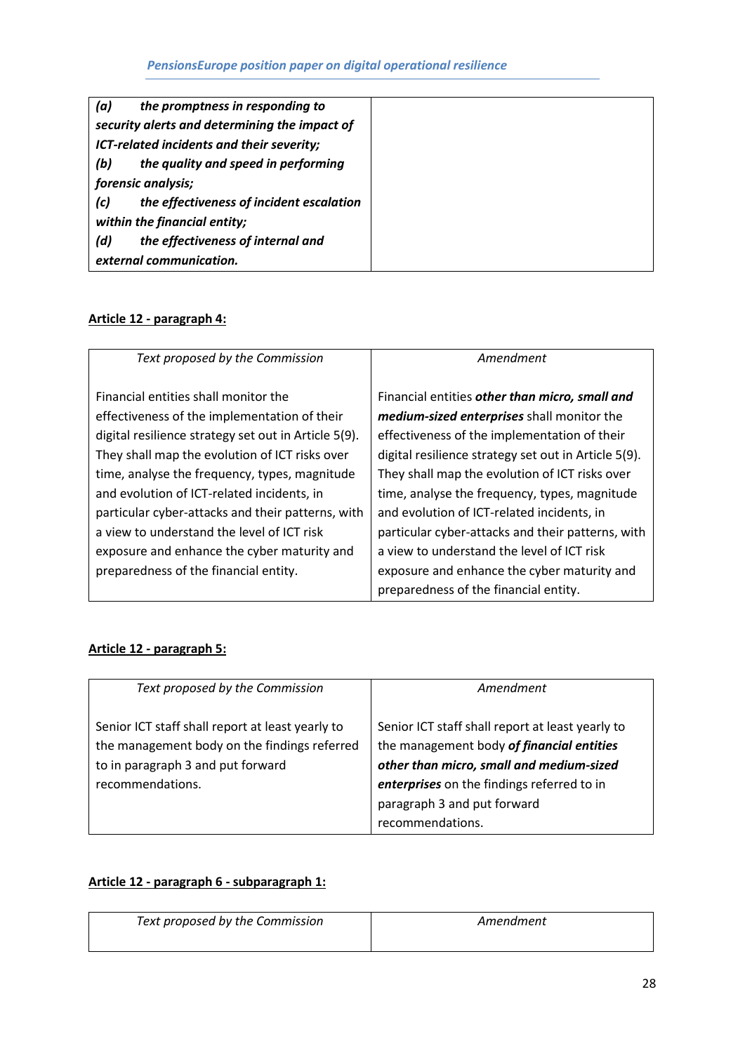| | |
|---|---|
| ***(a) the promptness in responding to security alerts and determining the impact of ICT-related incidents and their severity;*** <br> ***(b) the quality and speed in performing forensic analysis;*** <br> ***(c) the effectiveness of incident escalation within the financial entity;*** <br> ***(d) the effectiveness of internal and external communication.*** | |

**Article 12 - paragraph 4:**

| *Text proposed by the Commission* | *Amendment* |
|---|---|
| Financial entities shall monitor the effectiveness of the implementation of their digital resilience strategy set out in Article 5(9). They shall map the evolution of ICT risks over time, analyse the frequency, types, magnitude and evolution of ICT-related incidents, in particular cyber-attacks and their patterns, with a view to understand the level of ICT risk exposure and enhance the cyber maturity and preparedness of the financial entity. | Financial entities ***other than micro, small and medium-sized enterprises*** shall monitor the effectiveness of the implementation of their digital resilience strategy set out in Article 5(9). They shall map the evolution of ICT risks over time, analyse the frequency, types, magnitude and evolution of ICT-related incidents, in particular cyber-attacks and their patterns, with a view to understand the level of ICT risk exposure and enhance the cyber maturity and preparedness of the financial entity. |

**Article 12 - paragraph 5:**

| *Text proposed by the Commission* | *Amendment* |
|---|---|
| Senior ICT staff shall report at least yearly to the management body on the findings referred to in paragraph 3 and put forward recommendations. | Senior ICT staff shall report at least yearly to the management body ***of financial entities other than micro, small and medium-sized enterprises*** on the findings referred to in paragraph 3 and put forward recommendations. |

**Article 12 - paragraph 6 - subparagraph 1:**

| *Text proposed by the Commission* | *Amendment* |
|---|---|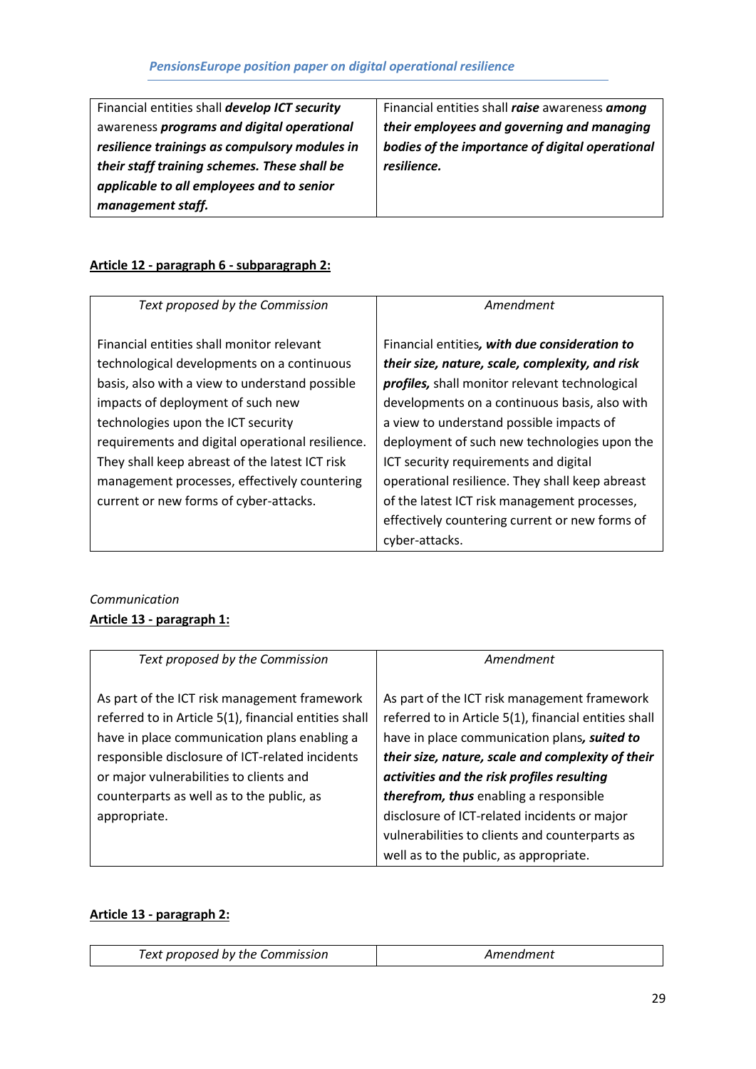| | |
|---|---|
| Financial entities shall ***develop ICT security*** awareness ***programs and digital operational resilience trainings as compulsory modules in their staff training schemes. These shall be applicable to all employees and to senior management staff.*** | Financial entities shall ***raise*** awareness ***among their employees and governing and managing bodies of the importance of digital operational resilience.*** |

**Article 12 - paragraph 6 - subparagraph 2:**

| *Text proposed by the Commission* | *Amendment* |
|---|---|
| Financial entities shall monitor relevant technological developments on a continuous basis, also with a view to understand possible impacts of deployment of such new technologies upon the ICT security requirements and digital operational resilience. They shall keep abreast of the latest ICT risk management processes, effectively countering current or new forms of cyber-attacks. | Financial entities***, with due consideration to their size, nature, scale, complexity, and risk profiles,*** shall monitor relevant technological developments on a continuous basis, also with a view to understand possible impacts of deployment of such new technologies upon the ICT security requirements and digital operational resilience. They shall keep abreast of the latest ICT risk management processes, effectively countering current or new forms of cyber-attacks. |

*Communication*

**Article 13 - paragraph 1:**

| *Text proposed by the Commission* | *Amendment* |
|---|---|
| As part of the ICT risk management framework referred to in Article 5(1), financial entities shall have in place communication plans enabling a responsible disclosure of ICT-related incidents or major vulnerabilities to clients and counterparts as well as to the public, as appropriate. | As part of the ICT risk management framework referred to in Article 5(1), financial entities shall have in place communication plans***, suited to their size, nature, scale and complexity of their activities and the risk profiles resulting therefrom, thus*** enabling a responsible disclosure of ICT-related incidents or major vulnerabilities to clients and counterparts as well as to the public, as appropriate. |

**Article 13 - paragraph 2:**

| *Text proposed by the Commission* | *Amendment* |
|---|---|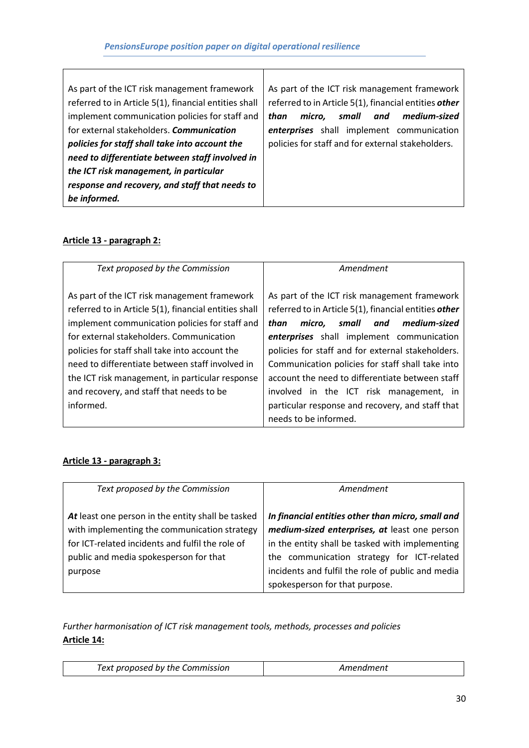| | |
|---|---|
| As part of the ICT risk management framework referred to in Article 5(1), financial entities shall implement communication policies for staff and for external stakeholders. ***Communication policies for staff shall take into account the need to differentiate between staff involved in the ICT risk management, in particular response and recovery, and staff that needs to be informed.*** | As part of the ICT risk management framework referred to in Article 5(1), financial entities ***other than micro, small and medium-sized enterprises*** shall implement communication policies for staff and for external stakeholders. |

**Article 13 - paragraph 2:**

| *Text proposed by the Commission* | *Amendment* |
|---|---|
| As part of the ICT risk management framework referred to in Article 5(1), financial entities shall implement communication policies for staff and for external stakeholders. Communication policies for staff shall take into account the need to differentiate between staff involved in the ICT risk management, in particular response and recovery, and staff that needs to be informed. | As part of the ICT risk management framework referred to in Article 5(1), financial entities ***other than micro, small and medium-sized enterprises*** shall implement communication policies for staff and for external stakeholders. Communication policies for staff shall take into account the need to differentiate between staff involved in the ICT risk management, in particular response and recovery, and staff that needs to be informed. |

**Article 13 - paragraph 3:**

| *Text proposed by the Commission* | *Amendment* |
|---|---|
| ***At*** least one person in the entity shall be tasked with implementing the communication strategy for ICT-related incidents and fulfil the role of public and media spokesperson for that purpose | ***In financial entities other than micro, small and medium-sized enterprises, at*** least one person in the entity shall be tasked with implementing the communication strategy for ICT-related incidents and fulfil the role of public and media spokesperson for that purpose. |

*Further harmonisation of ICT risk management tools, methods, processes and policies*

**Article 14:**

| *Text proposed by the Commission* | *Amendment* |
|---|---|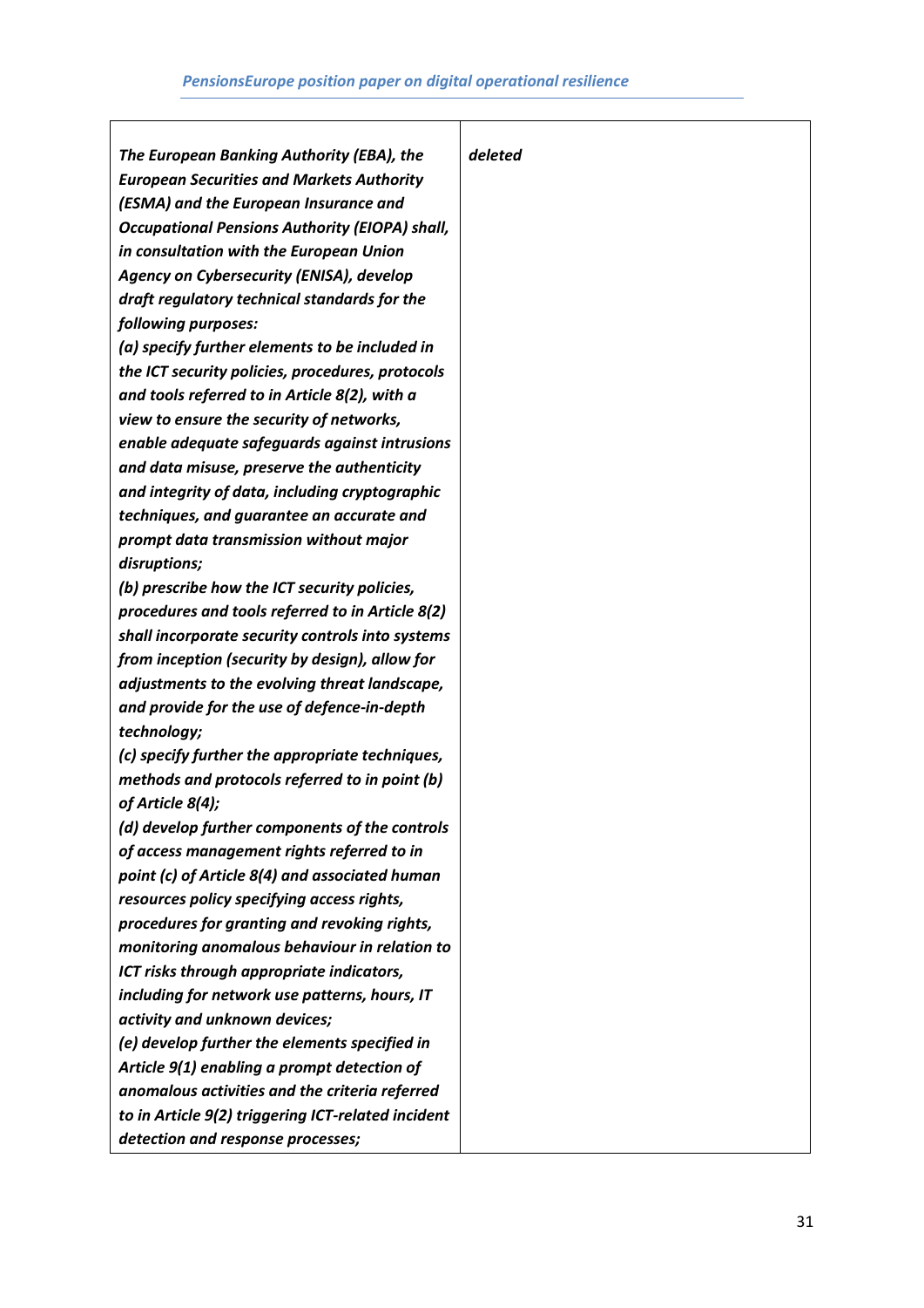| | |
|---|---|
| ***The European Banking Authority (EBA), the European Securities and Markets Authority (ESMA) and the European Insurance and Occupational Pensions Authority (EIOPA) shall, in consultation with the European Union Agency on Cybersecurity (ENISA), develop draft regulatory technical standards for the following purposes:***<br>***(a) specify further elements to be included in the ICT security policies, procedures, protocols and tools referred to in Article 8(2), with a view to ensure the security of networks, enable adequate safeguards against intrusions and data misuse, preserve the authenticity and integrity of data, including cryptographic techniques, and guarantee an accurate and prompt data transmission without major disruptions;***<br>***(b) prescribe how the ICT security policies, procedures and tools referred to in Article 8(2) shall incorporate security controls into systems from inception (security by design), allow for adjustments to the evolving threat landscape, and provide for the use of defence-in-depth technology;***<br>***(c) specify further the appropriate techniques, methods and protocols referred to in point (b) of Article 8(4);***<br>***(d) develop further components of the controls of access management rights referred to in point (c) of Article 8(4) and associated human resources policy specifying access rights, procedures for granting and revoking rights, monitoring anomalous behaviour in relation to ICT risks through appropriate indicators, including for network use patterns, hours, IT activity and unknown devices;***<br>***(e) develop further the elements specified in Article 9(1) enabling a prompt detection of anomalous activities and the criteria referred to in Article 9(2) triggering ICT-related incident detection and response processes;*** | ***deleted*** |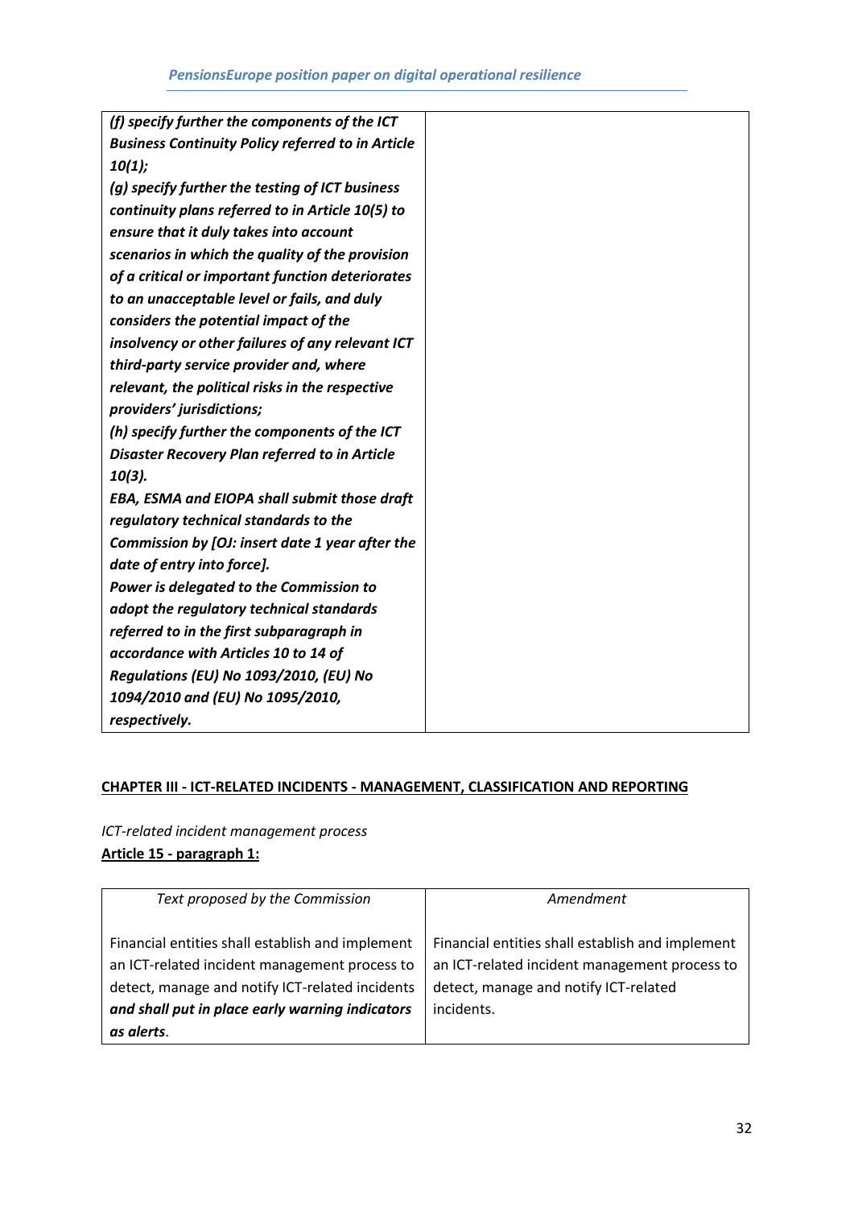| | |
|---|---|
| ***(f) specify further the components of the ICT Business Continuity Policy referred to in Article 10(1);*** ***(g) specify further the testing of ICT business continuity plans referred to in Article 10(5) to ensure that it duly takes into account scenarios in which the quality of the provision of a critical or important function deteriorates to an unacceptable level or fails, and duly considers the potential impact of the insolvency or other failures of any relevant ICT third-party service provider and, where relevant, the political risks in the respective providers' jurisdictions;*** ***(h) specify further the components of the ICT Disaster Recovery Plan referred to in Article 10(3).*** ***EBA, ESMA and EIOPA shall submit those draft regulatory technical standards to the Commission by [OJ: insert date 1 year after the date of entry into force].*** ***Power is delegated to the Commission to adopt the regulatory technical standards referred to in the first subparagraph in accordance with Articles 10 to 14 of Regulations (EU) No 1093/2010, (EU) No 1094/2010 and (EU) No 1095/2010, respectively.*** | |

**CHAPTER III - ICT-RELATED INCIDENTS - MANAGEMENT, CLASSIFICATION AND REPORTING**

*ICT-related incident management process*

**Article 15 - paragraph 1:**

| *Text proposed by the Commission* | *Amendment* |
|---|---|
| Financial entities shall establish and implement an ICT-related incident management process to detect, manage and notify ICT-related incidents ***and shall put in place early warning indicators as alerts***. | Financial entities shall establish and implement an ICT-related incident management process to detect, manage and notify ICT-related incidents. |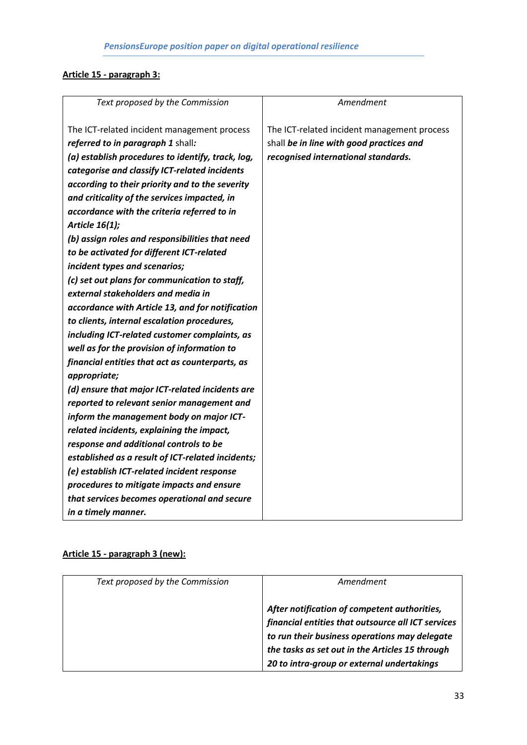**Article 15 - paragraph 3:**

| *Text proposed by the Commission* | *Amendment* |
|---|---|
| The ICT-related incident management process ***referred to in paragraph 1*** shall***:*** ***(a) establish procedures to identify, track, log, categorise and classify ICT-related incidents according to their priority and to the severity and criticality of the services impacted, in accordance with the criteria referred to in Article 16(1);*** ***(b) assign roles and responsibilities that need to be activated for different ICT-related incident types and scenarios;*** ***(c) set out plans for communication to staff, external stakeholders and media in accordance with Article 13, and for notification to clients, internal escalation procedures, including ICT-related customer complaints, as well as for the provision of information to financial entities that act as counterparts, as appropriate;*** ***(d) ensure that major ICT-related incidents are reported to relevant senior management and inform the management body on major ICT-related incidents, explaining the impact, response and additional controls to be established as a result of ICT-related incidents;*** ***(e) establish ICT-related incident response procedures to mitigate impacts and ensure that services becomes operational and secure in a timely manner.*** | The ICT-related incident management process shall ***be in line with good practices and recognised international standards.*** |

**Article 15 - paragraph 3 (new):**

| *Text proposed by the Commission* | *Amendment* |
|---|---|
| | ***After notification of competent authorities, financial entities that outsource all ICT services to run their business operations may delegate the tasks as set out in the Articles 15 through 20 to intra-group or external undertakings*** |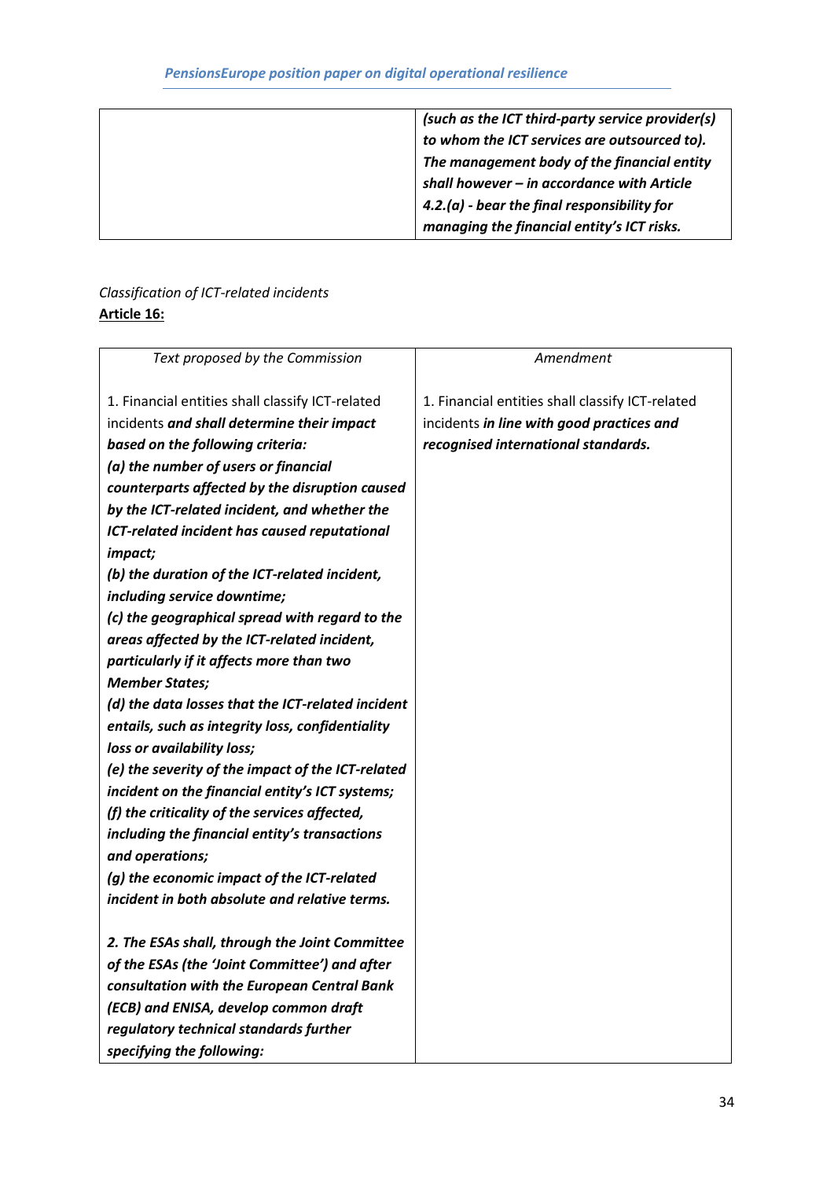| | |
|---|---|
| | ***(such as the ICT third-party service provider(s) to whom the ICT services are outsourced to). The management body of the financial entity shall however – in accordance with Article 4.2.(a) - bear the final responsibility for managing the financial entity's ICT risks.*** |

*Classification of ICT-related incidents*

**Article 16:**

| *Text proposed by the Commission* | *Amendment* |
|---|---|
| 1. Financial entities shall classify ICT-related incidents ***and shall determine their impact based on the following criteria:***<br>***(a) the number of users or financial counterparts affected by the disruption caused by the ICT-related incident, and whether the ICT-related incident has caused reputational impact;***<br>***(b) the duration of the ICT-related incident, including service downtime;***<br>***(c) the geographical spread with regard to the areas affected by the ICT-related incident, particularly if it affects more than two Member States;***<br>***(d) the data losses that the ICT-related incident entails, such as integrity loss, confidentiality loss or availability loss;***<br>***(e) the severity of the impact of the ICT-related incident on the financial entity's ICT systems;***<br>***(f) the criticality of the services affected, including the financial entity's transactions and operations;***<br>***(g) the economic impact of the ICT-related incident in both absolute and relative terms.***<br><br>***2. The ESAs shall, through the Joint Committee of the ESAs (the 'Joint Committee') and after consultation with the European Central Bank (ECB) and ENISA, develop common draft regulatory technical standards further specifying the following:*** | 1. Financial entities shall classify ICT-related incidents ***in line with good practices and recognised international standards.*** |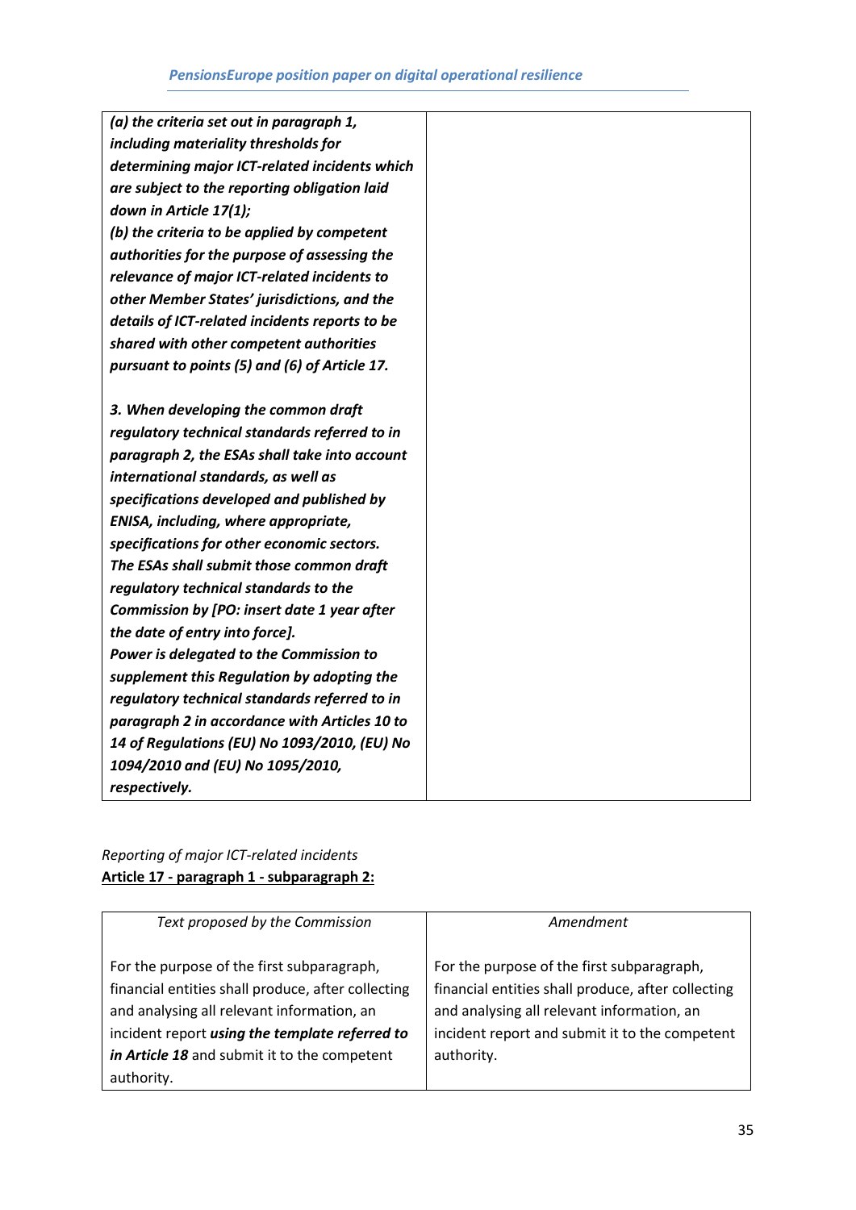| | |
|---|---|
| ***(a) the criteria set out in paragraph 1, including materiality thresholds for determining major ICT-related incidents which are subject to the reporting obligation laid down in Article 17(1);*** <br> ***(b) the criteria to be applied by competent authorities for the purpose of assessing the relevance of major ICT-related incidents to other Member States' jurisdictions, and the details of ICT-related incidents reports to be shared with other competent authorities pursuant to points (5) and (6) of Article 17.*** <br><br> ***3. When developing the common draft regulatory technical standards referred to in paragraph 2, the ESAs shall take into account international standards, as well as specifications developed and published by ENISA, including, where appropriate, specifications for other economic sectors.*** <br> ***The ESAs shall submit those common draft regulatory technical standards to the Commission by [PO: insert date 1 year after the date of entry into force].*** <br> ***Power is delegated to the Commission to supplement this Regulation by adopting the regulatory technical standards referred to in paragraph 2 in accordance with Articles 10 to 14 of Regulations (EU) No 1093/2010, (EU) No 1094/2010 and (EU) No 1095/2010, respectively.*** | |

*Reporting of major ICT-related incidents*

**<u>Article 17 - paragraph 1 - subparagraph 2:</u>**

| *Text proposed by the Commission* | *Amendment* |
|---|---|
| For the purpose of the first subparagraph, financial entities shall produce, after collecting and analysing all relevant information, an incident report ***using the template referred to in Article 18*** and submit it to the competent authority. | For the purpose of the first subparagraph, financial entities shall produce, after collecting and analysing all relevant information, an incident report and submit it to the competent authority. |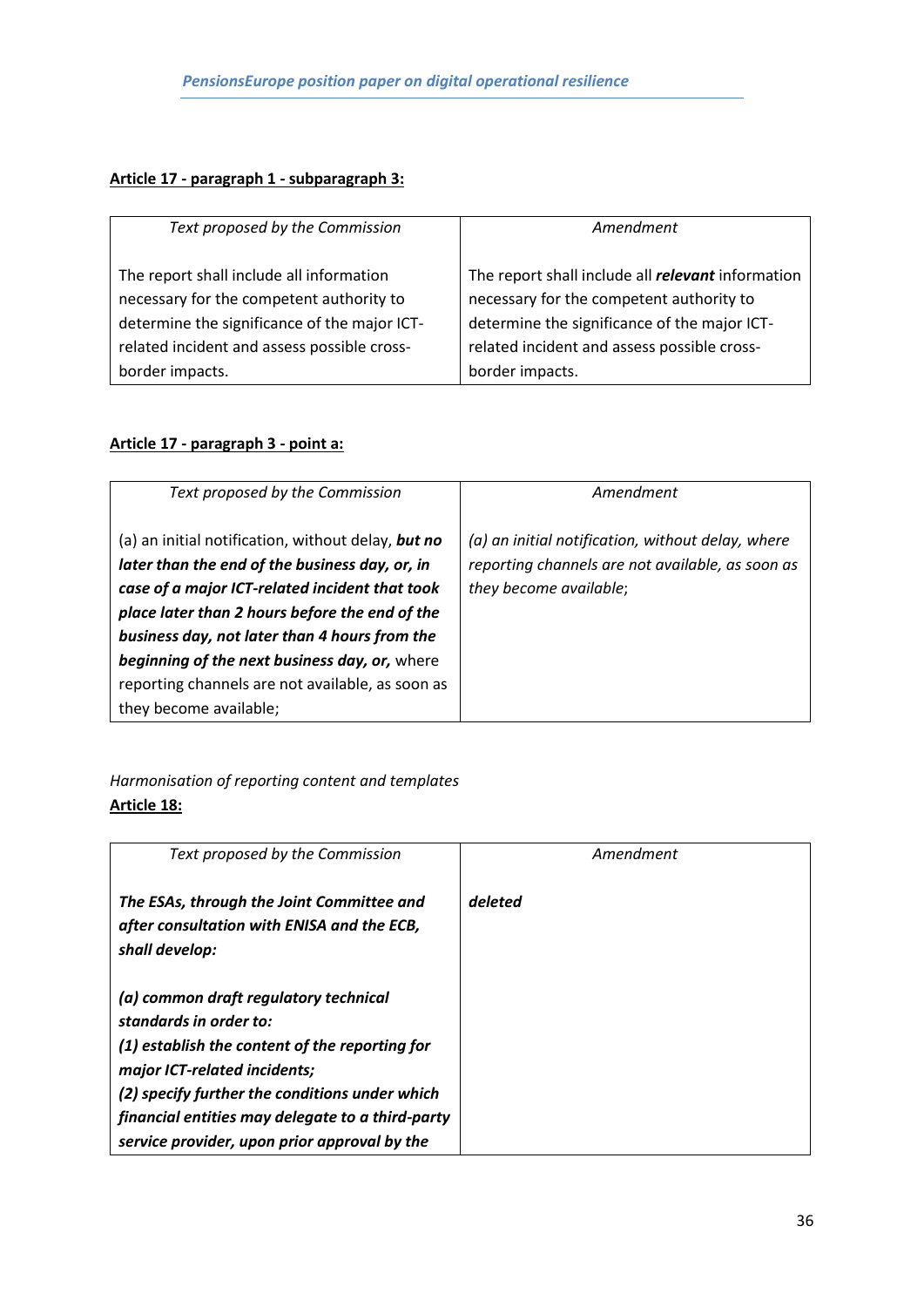**Article 17 - paragraph 1 - subparagraph 3:**

| *Text proposed by the Commission* | *Amendment* |
|---|---|
| The report shall include all information necessary for the competent authority to determine the significance of the major ICT-related incident and assess possible cross-border impacts. | The report shall include all ***relevant*** information necessary for the competent authority to determine the significance of the major ICT-related incident and assess possible cross-border impacts. |

**Article 17 - paragraph 3 - point a:**

| *Text proposed by the Commission* | *Amendment* |
|---|---|
| (a) an initial notification, without delay, ***but no later than the end of the business day, or, in case of a major ICT-related incident that took place later than 2 hours before the end of the business day, not later than 4 hours from the beginning of the next business day, or,*** where reporting channels are not available, as soon as they become available; | *(a) an initial notification, without delay, where reporting channels are not available, as soon as they become available*; |

*Harmonisation of reporting content and templates*

**Article 18:**

| *Text proposed by the Commission* | *Amendment* |
|---|---|
| ***The ESAs, through the Joint Committee and after consultation with ENISA and the ECB, shall develop:*** <br><br> ***(a) common draft regulatory technical standards in order to:*** <br> ***(1) establish the content of the reporting for major ICT-related incidents;*** <br> ***(2) specify further the conditions under which financial entities may delegate to a third-party service provider, upon prior approval by the*** | ***deleted*** |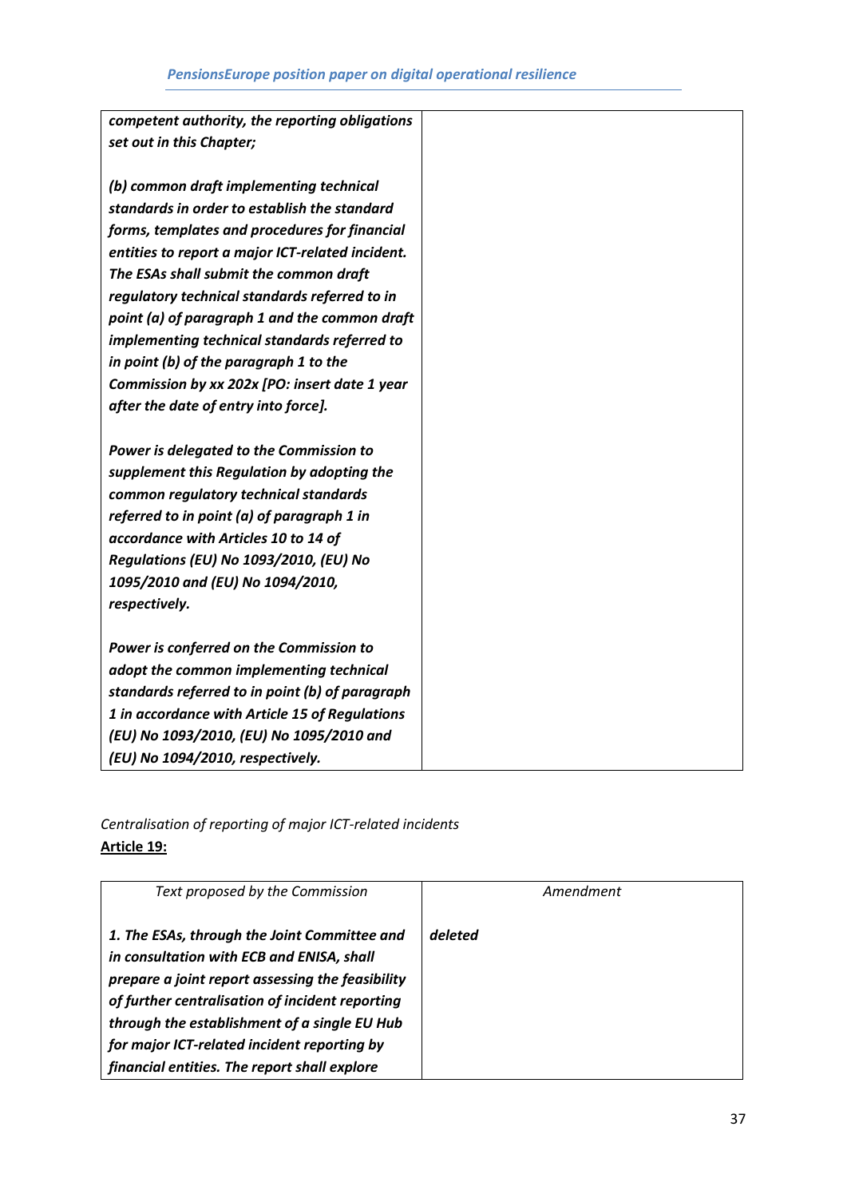| | |
|---|---|
| ***competent authority, the reporting obligations set out in this Chapter;***<br><br>***(b) common draft implementing technical standards in order to establish the standard forms, templates and procedures for financial entities to report a major ICT-related incident. The ESAs shall submit the common draft regulatory technical standards referred to in point (a) of paragraph 1 and the common draft implementing technical standards referred to in point (b) of the paragraph 1 to the Commission by xx 202x [PO: insert date 1 year after the date of entry into force].***<br><br>***Power is delegated to the Commission to supplement this Regulation by adopting the common regulatory technical standards referred to in point (a) of paragraph 1 in accordance with Articles 10 to 14 of Regulations (EU) No 1093/2010, (EU) No 1095/2010 and (EU) No 1094/2010, respectively.***<br><br>***Power is conferred on the Commission to adopt the common implementing technical standards referred to in point (b) of paragraph 1 in accordance with Article 15 of Regulations (EU) No 1093/2010, (EU) No 1095/2010 and (EU) No 1094/2010, respectively.*** | |

*Centralisation of reporting of major ICT-related incidents*

**Article 19:**

| *Text proposed by the Commission* | *Amendment* |
|---|---|
| ***1. The ESAs, through the Joint Committee and in consultation with ECB and ENISA, shall prepare a joint report assessing the feasibility of further centralisation of incident reporting through the establishment of a single EU Hub for major ICT-related incident reporting by financial entities. The report shall explore*** | ***deleted*** |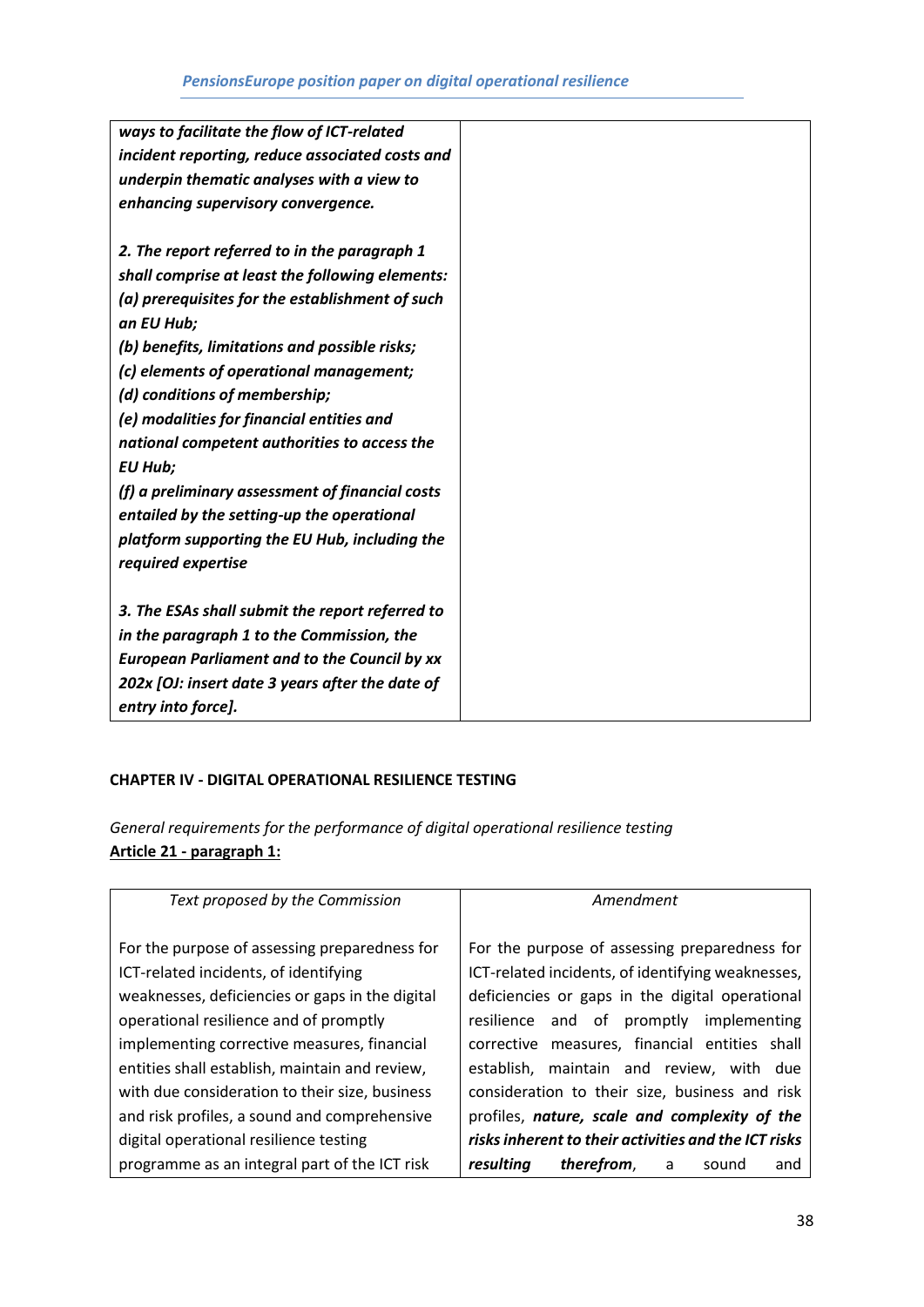| | |
|---|---|
| ***ways to facilitate the flow of ICT-related incident reporting, reduce associated costs and underpin thematic analyses with a view to enhancing supervisory convergence.***<br><br>***2. The report referred to in the paragraph 1 shall comprise at least the following elements:***<br>***(a) prerequisites for the establishment of such an EU Hub;***<br>***(b) benefits, limitations and possible risks;***<br>***(c) elements of operational management;***<br>***(d) conditions of membership;***<br>***(e) modalities for financial entities and national competent authorities to access the EU Hub;***<br>***(f) a preliminary assessment of financial costs entailed by the setting-up the operational platform supporting the EU Hub, including the required expertise***<br><br>***3. The ESAs shall submit the report referred to in the paragraph 1 to the Commission, the European Parliament and to the Council by xx 202x [OJ: insert date 3 years after the date of entry into force].*** | |

**CHAPTER IV - DIGITAL OPERATIONAL RESILIENCE TESTING**

*General requirements for the performance of digital operational resilience testing*

**Article 21 - paragraph 1:**

| *Text proposed by the Commission* | *Amendment* |
|---|---|
| For the purpose of assessing preparedness for ICT-related incidents, of identifying weaknesses, deficiencies or gaps in the digital operational resilience and of promptly implementing corrective measures, financial entities shall establish, maintain and review, with due consideration to their size, business and risk profiles, a sound and comprehensive digital operational resilience testing programme as an integral part of the ICT risk | For the purpose of assessing preparedness for ICT-related incidents, of identifying weaknesses, deficiencies or gaps in the digital operational resilience and of promptly implementing corrective measures, financial entities shall establish, maintain and review, with due consideration to their size, business and risk profiles, ***nature, scale and complexity of the risks inherent to their activities and the ICT risks resulting therefrom***, a sound and |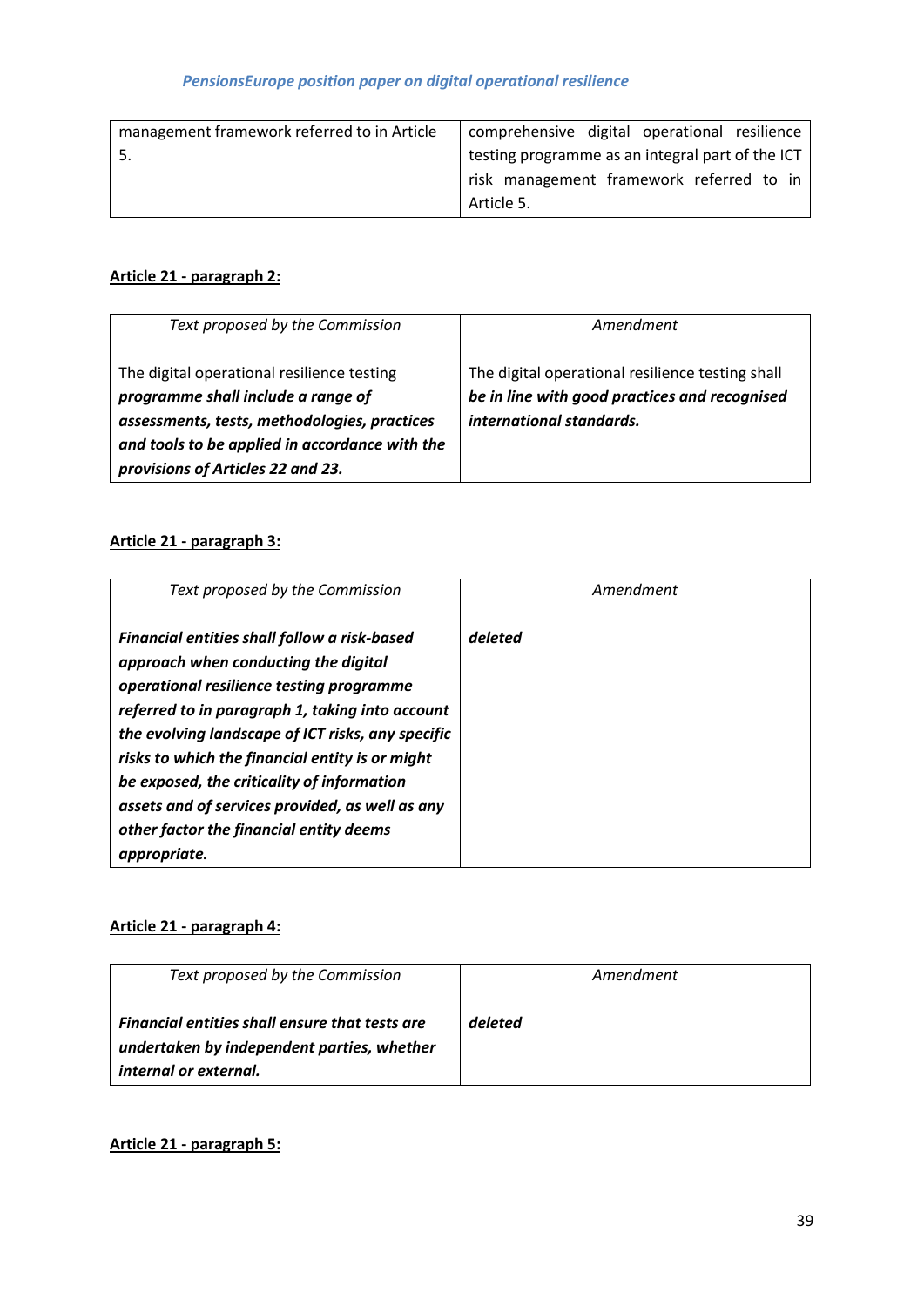| | |
|---|---|
| management framework referred to in Article 5. | comprehensive digital operational resilience testing programme as an integral part of the ICT risk management framework referred to in Article 5. |

**Article 21 - paragraph 2:**

| *Text proposed by the Commission* | *Amendment* |
|---|---|
| The digital operational resilience testing ***programme shall include a range of assessments, tests, methodologies, practices and tools to be applied in accordance with the provisions of Articles 22 and 23.*** | The digital operational resilience testing shall ***be in line with good practices and recognised international standards.*** |

**Article 21 - paragraph 3:**

| *Text proposed by the Commission* | *Amendment* |
|---|---|
| ***Financial entities shall follow a risk-based approach when conducting the digital operational resilience testing programme referred to in paragraph 1, taking into account the evolving landscape of ICT risks, any specific risks to which the financial entity is or might be exposed, the criticality of information assets and of services provided, as well as any other factor the financial entity deems appropriate.*** | ***deleted*** |

**Article 21 - paragraph 4:**

| *Text proposed by the Commission* | *Amendment* |
|---|---|
| ***Financial entities shall ensure that tests are undertaken by independent parties, whether internal or external.*** | ***deleted*** |

**Article 21 - paragraph 5:**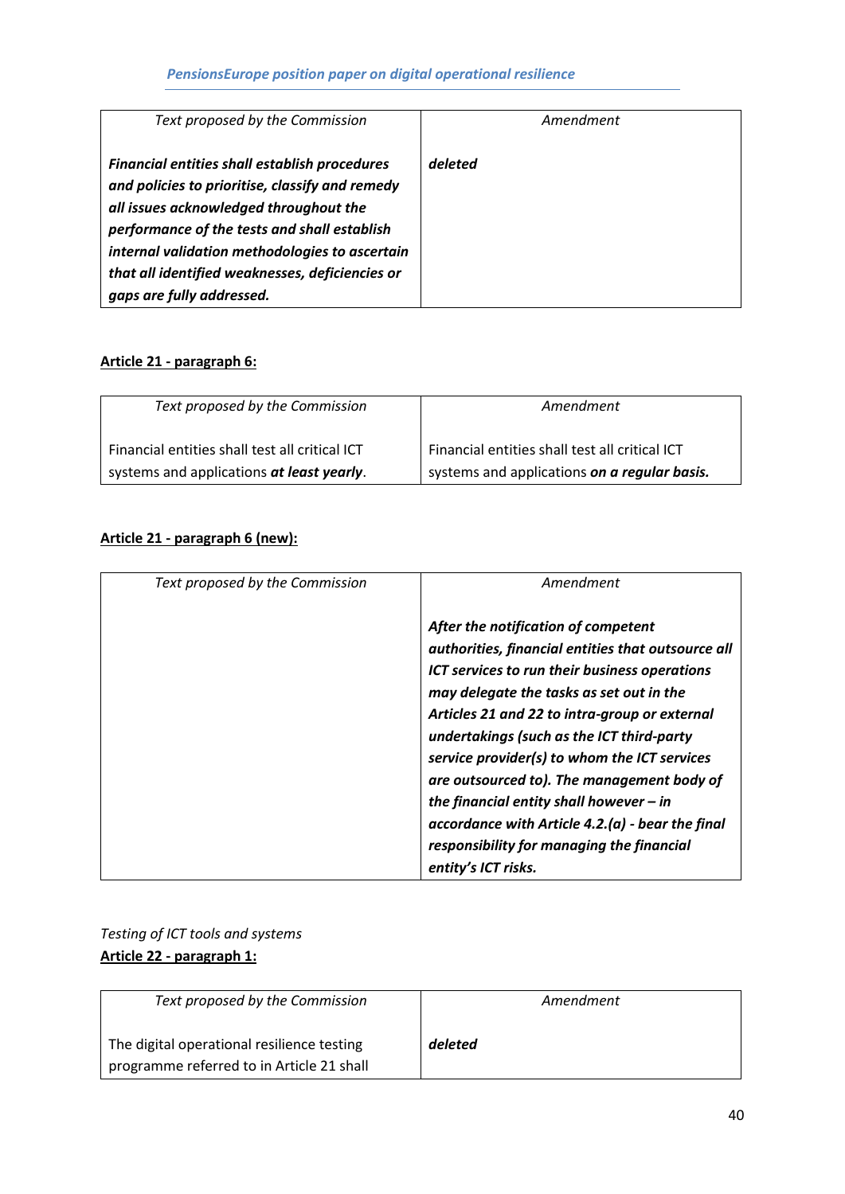| Text proposed by the Commission | Amendment |
|---|---|
| ***Financial entities shall establish procedures and policies to prioritise, classify and remedy all issues acknowledged throughout the performance of the tests and shall establish internal validation methodologies to ascertain that all identified weaknesses, deficiencies or gaps are fully addressed.*** | ***deleted*** |

**Article 21 - paragraph 6:**

| Text proposed by the Commission | Amendment |
|---|---|
| Financial entities shall test all critical ICT systems and applications ***at least yearly***. | Financial entities shall test all critical ICT systems and applications ***on a regular basis.*** |

**Article 21 - paragraph 6 (new):**

| Text proposed by the Commission | Amendment |
|---|---|
| | ***After the notification of competent authorities, financial entities that outsource all ICT services to run their business operations may delegate the tasks as set out in the Articles 21 and 22 to intra-group or external undertakings (such as the ICT third-party service provider(s) to whom the ICT services are outsourced to). The management body of the financial entity shall however – in accordance with Article 4.2.(a) - bear the final responsibility for managing the financial entity's ICT risks.*** |

*Testing of ICT tools and systems*

**Article 22 - paragraph 1:**

| Text proposed by the Commission | Amendment |
|---|---|
| The digital operational resilience testing programme referred to in Article 21 shall | ***deleted*** |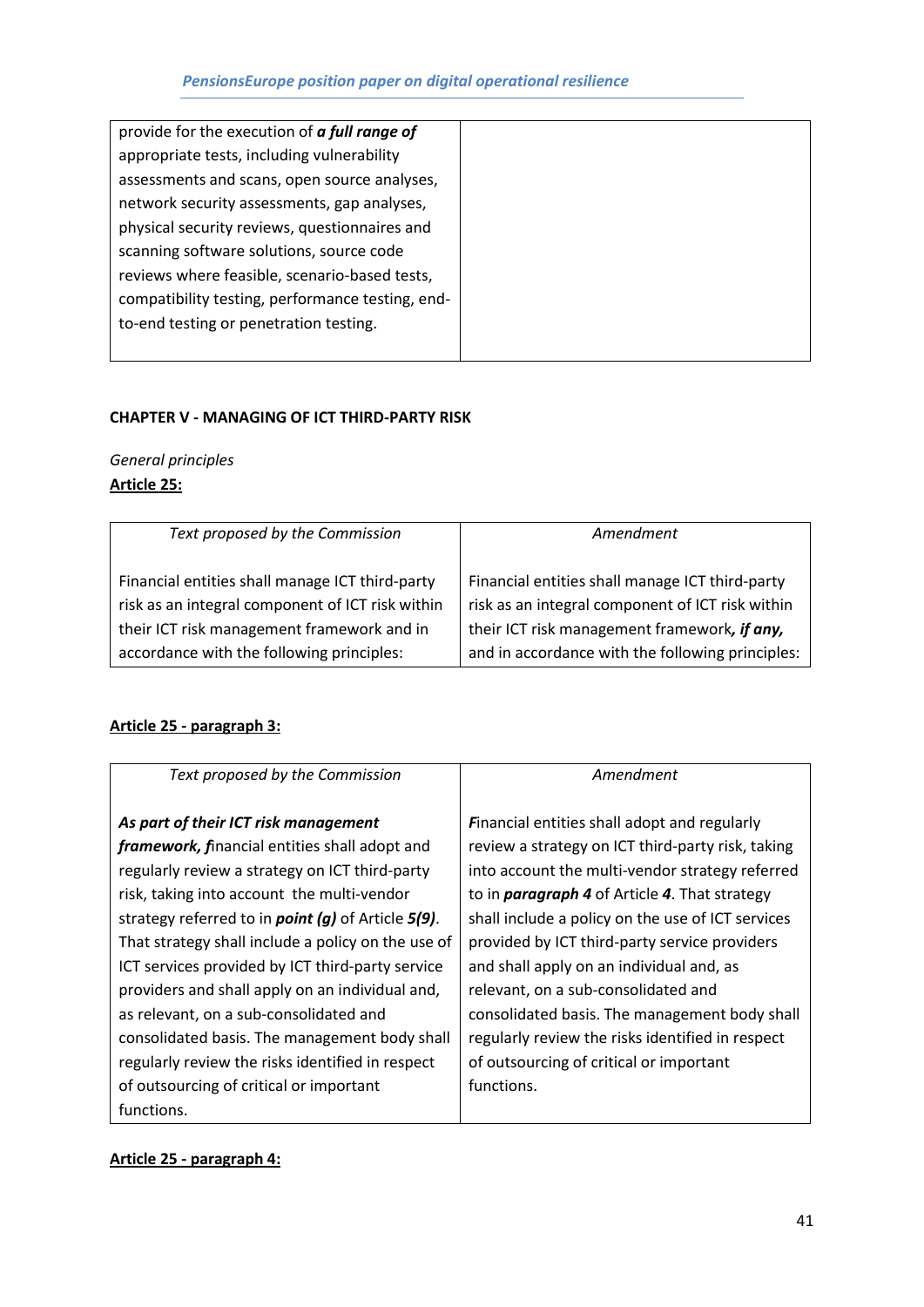| | |
|---|---|
| provide for the execution of ***a full range of*** appropriate tests, including vulnerability assessments and scans, open source analyses, network security assessments, gap analyses, physical security reviews, questionnaires and scanning software solutions, source code reviews where feasible, scenario-based tests, compatibility testing, performance testing, end-to-end testing or penetration testing. | |

**CHAPTER V - MANAGING OF ICT THIRD-PARTY RISK**

*General principles*

**Article 25:**

| *Text proposed by the Commission* | *Amendment* |
|---|---|
| Financial entities shall manage ICT third-party risk as an integral component of ICT risk within their ICT risk management framework and in accordance with the following principles: | Financial entities shall manage ICT third-party risk as an integral component of ICT risk within their ICT risk management framework***, if any,*** and in accordance with the following principles: |

**Article 25 - paragraph 3:**

| *Text proposed by the Commission* | *Amendment* |
|---|---|
| ***As part of their ICT risk management framework, f***inancial entities shall adopt and regularly review a strategy on ICT third-party risk, taking into account the multi-vendor strategy referred to in ***point (g)*** of Article ***5(9)***. That strategy shall include a policy on the use of ICT services provided by ICT third-party service providers and shall apply on an individual and, as relevant, on a sub-consolidated and consolidated basis. The management body shall regularly review the risks identified in respect of outsourcing of critical or important functions. | ***F***inancial entities shall adopt and regularly review a strategy on ICT third-party risk, taking into account the multi-vendor strategy referred to in ***paragraph 4*** of Article ***4***. That strategy shall include a policy on the use of ICT services provided by ICT third-party service providers and shall apply on an individual and, as relevant, on a sub-consolidated and consolidated basis. The management body shall regularly review the risks identified in respect of outsourcing of critical or important functions. |

**Article 25 - paragraph 4:**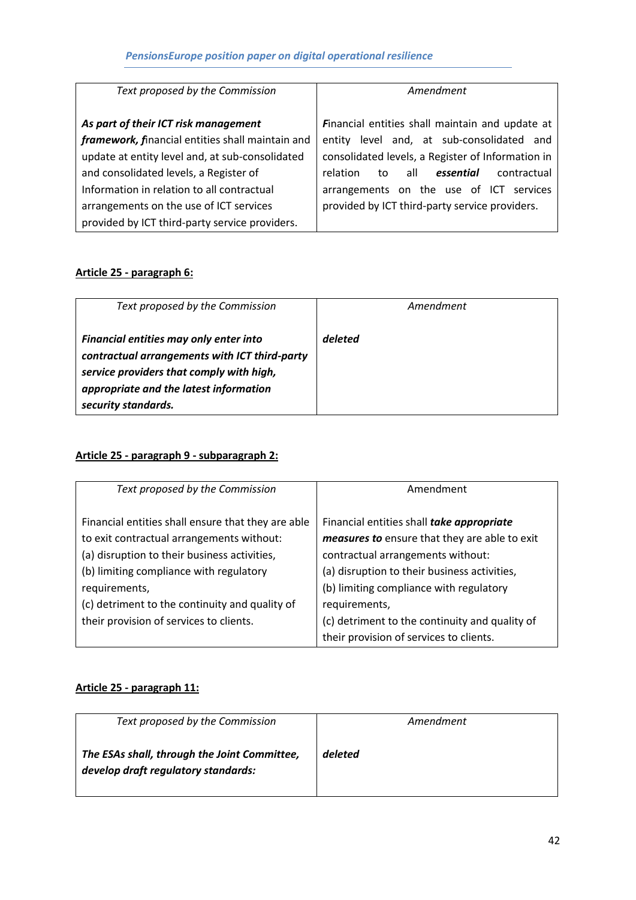| *Text proposed by the Commission* | *Amendment* |
|---|---|
| ***As part of their ICT risk management framework, f***inancial entities shall maintain and update at entity level and, at sub-consolidated and consolidated levels, a Register of Information in relation to all contractual arrangements on the use of ICT services provided by ICT third-party service providers. | ***F***inancial entities shall maintain and update at entity level and, at sub-consolidated and consolidated levels, a Register of Information in relation to all ***essential*** contractual arrangements on the use of ICT services provided by ICT third-party service providers. |

**Article 25 - paragraph 6:**

| *Text proposed by the Commission* | *Amendment* |
|---|---|
| ***Financial entities may only enter into contractual arrangements with ICT third-party service providers that comply with high, appropriate and the latest information security standards.*** | ***deleted*** |

**Article 25 - paragraph 9 - subparagraph 2:**

| *Text proposed by the Commission* | Amendment |
|---|---|
| Financial entities shall ensure that they are able to exit contractual arrangements without:<br>(a) disruption to their business activities,<br>(b) limiting compliance with regulatory requirements,<br>(c) detriment to the continuity and quality of their provision of services to clients. | Financial entities shall ***take appropriate measures to*** ensure that they are able to exit contractual arrangements without:<br>(a) disruption to their business activities,<br>(b) limiting compliance with regulatory requirements,<br>(c) detriment to the continuity and quality of their provision of services to clients. |

**Article 25 - paragraph 11:**

| *Text proposed by the Commission* | *Amendment* |
|---|---|
| ***The ESAs shall, through the Joint Committee, develop draft regulatory standards:*** | ***deleted*** |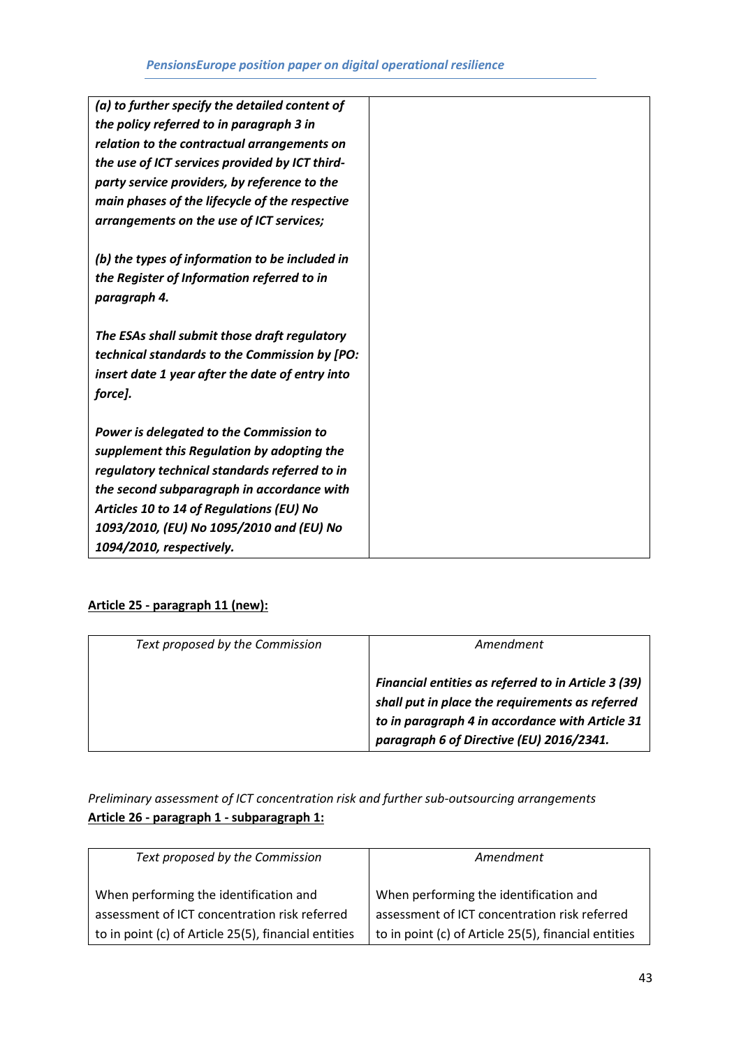| | |
|---|---|
| ***(a) to further specify the detailed content of the policy referred to in paragraph 3 in relation to the contractual arrangements on the use of ICT services provided by ICT third-party service providers, by reference to the main phases of the lifecycle of the respective arrangements on the use of ICT services;***<br><br>***(b) the types of information to be included in the Register of Information referred to in paragraph 4.***<br><br>***The ESAs shall submit those draft regulatory technical standards to the Commission by [PO: insert date 1 year after the date of entry into force].***<br><br>***Power is delegated to the Commission to supplement this Regulation by adopting the regulatory technical standards referred to in the second subparagraph in accordance with Articles 10 to 14 of Regulations (EU) No 1093/2010, (EU) No 1095/2010 and (EU) No 1094/2010, respectively.*** | |

**Article 25 - paragraph 11 (new):**

| *Text proposed by the Commission* | *Amendment* |
|---|---|
| | ***Financial entities as referred to in Article 3 (39) shall put in place the requirements as referred to in paragraph 4 in accordance with Article 31 paragraph 6 of Directive (EU) 2016/2341.*** |

*Preliminary assessment of ICT concentration risk and further sub-outsourcing arrangements*
**Article 26 - paragraph 1 - subparagraph 1:**

| *Text proposed by the Commission* | *Amendment* |
|---|---|
| When performing the identification and assessment of ICT concentration risk referred to in point (c) of Article 25(5), financial entities | When performing the identification and assessment of ICT concentration risk referred to in point (c) of Article 25(5), financial entities |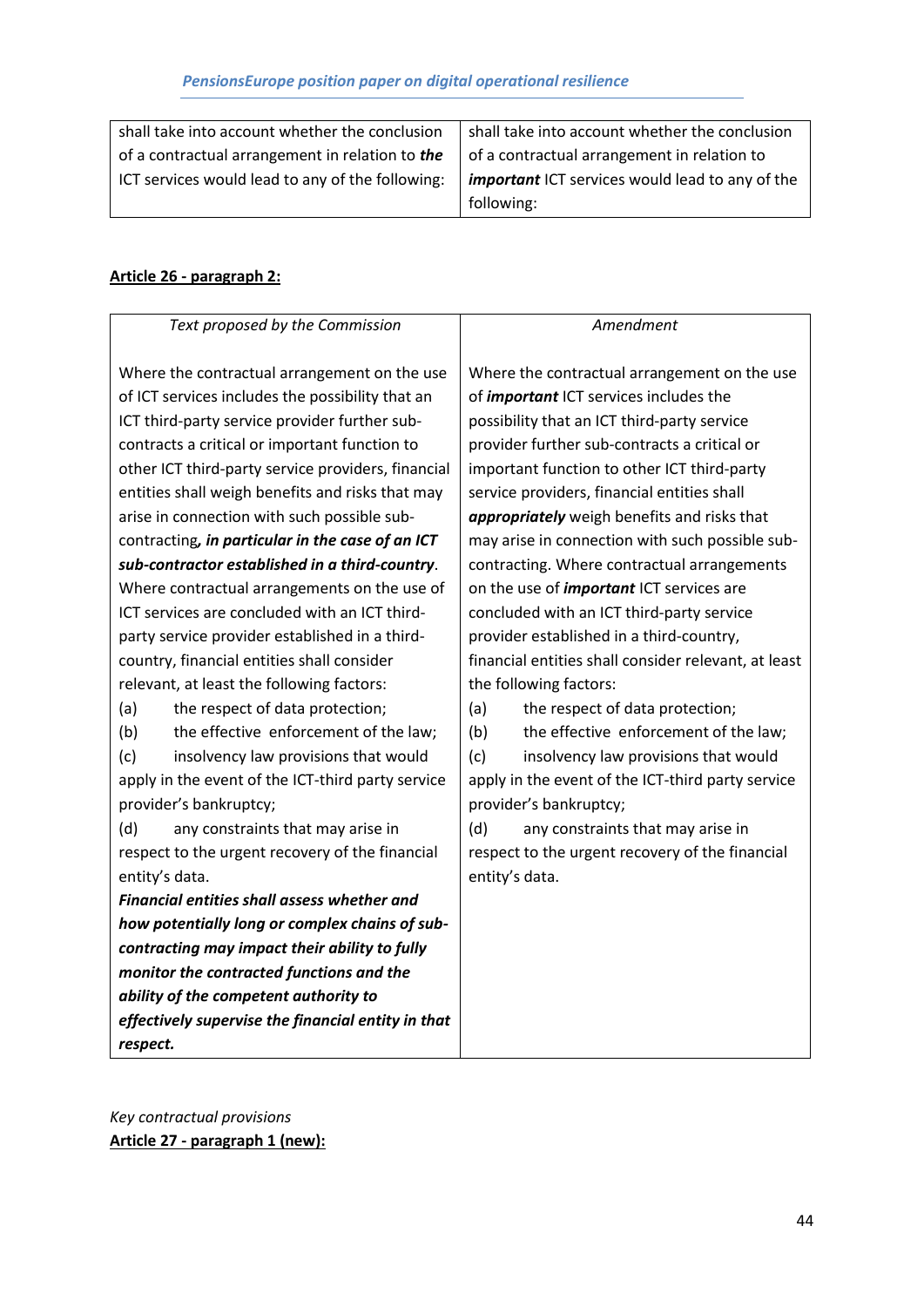| | |
|---|---|
| shall take into account whether the conclusion of a contractual arrangement in relation to ***the*** ICT services would lead to any of the following: | shall take into account whether the conclusion of a contractual arrangement in relation to ***important*** ICT services would lead to any of the following: |

**Article 26 - paragraph 2:**

| *Text proposed by the Commission* | *Amendment* |
|---|---|
| Where the contractual arrangement on the use of ICT services includes the possibility that an ICT third-party service provider further sub-contracts a critical or important function to other ICT third-party service providers, financial entities shall weigh benefits and risks that may arise in connection with such possible sub-contracting***, in particular in the case of an ICT sub-contractor established in a third-country***. Where contractual arrangements on the use of ICT services are concluded with an ICT third-party service provider established in a third-country, financial entities shall consider relevant, at least the following factors:<br>(a) the respect of data protection;<br>(b) the effective enforcement of the law;<br>(c) insolvency law provisions that would apply in the event of the ICT-third party service provider's bankruptcy;<br>(d) any constraints that may arise in respect to the urgent recovery of the financial entity's data.<br>***Financial entities shall assess whether and how potentially long or complex chains of sub-contracting may impact their ability to fully monitor the contracted functions and the ability of the competent authority to effectively supervise the financial entity in that respect.*** | Where the contractual arrangement on the use of ***important*** ICT services includes the possibility that an ICT third-party service provider further sub-contracts a critical or important function to other ICT third-party service providers, financial entities shall ***appropriately*** weigh benefits and risks that may arise in connection with such possible sub-contracting. Where contractual arrangements on the use of ***important*** ICT services are concluded with an ICT third-party service provider established in a third-country, financial entities shall consider relevant, at least the following factors:<br>(a) the respect of data protection;<br>(b) the effective enforcement of the law;<br>(c) insolvency law provisions that would apply in the event of the ICT-third party service provider's bankruptcy;<br>(d) any constraints that may arise in respect to the urgent recovery of the financial entity's data. |

*Key contractual provisions*

**Article 27 - paragraph 1 (new):**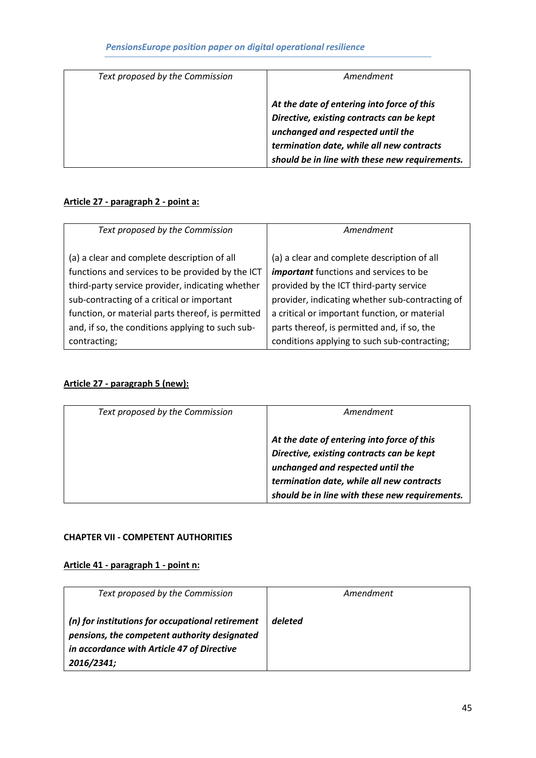| Text proposed by the Commission | Amendment |
|---|---|
| | ***At the date of entering into force of this Directive, existing contracts can be kept unchanged and respected until the termination date, while all new contracts should be in line with these new requirements.*** |

**Article 27 - paragraph 2 - point a:**

| Text proposed by the Commission | Amendment |
|---|---|
| (a) a clear and complete description of all functions and services to be provided by the ICT third-party service provider, indicating whether sub-contracting of a critical or important function, or material parts thereof, is permitted and, if so, the conditions applying to such sub-contracting; | (a) a clear and complete description of all ***important*** functions and services to be provided by the ICT third-party service provider, indicating whether sub-contracting of a critical or important function, or material parts thereof, is permitted and, if so, the conditions applying to such sub-contracting; |

**Article 27 - paragraph 5 (new):**

| Text proposed by the Commission | Amendment |
|---|---|
| | ***At the date of entering into force of this Directive, existing contracts can be kept unchanged and respected until the termination date, while all new contracts should be in line with these new requirements.*** |

**CHAPTER VII - COMPETENT AUTHORITIES**

**Article 41 - paragraph 1 - point n:**

| Text proposed by the Commission | Amendment |
|---|---|
| ***(n) for institutions for occupational retirement pensions, the competent authority designated in accordance with Article 47 of Directive 2016/2341;*** | ***deleted*** |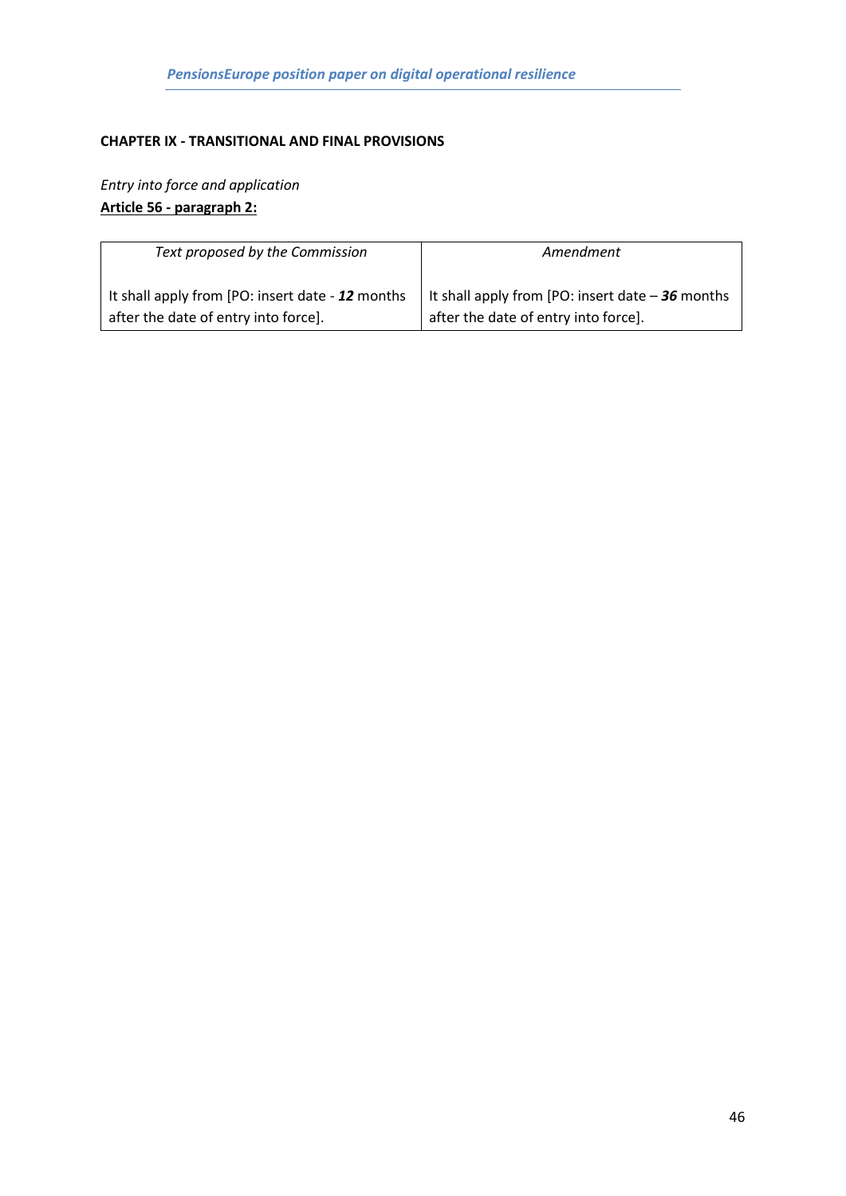**CHAPTER IX - TRANSITIONAL AND FINAL PROVISIONS**

*Entry into force and application*

**Article 56 - paragraph 2:**

| *Text proposed by the Commission* | *Amendment* |
|---|---|
| It shall apply from [PO: insert date - ***12*** months after the date of entry into force]. | It shall apply from [PO: insert date – ***36*** months after the date of entry into force]. |